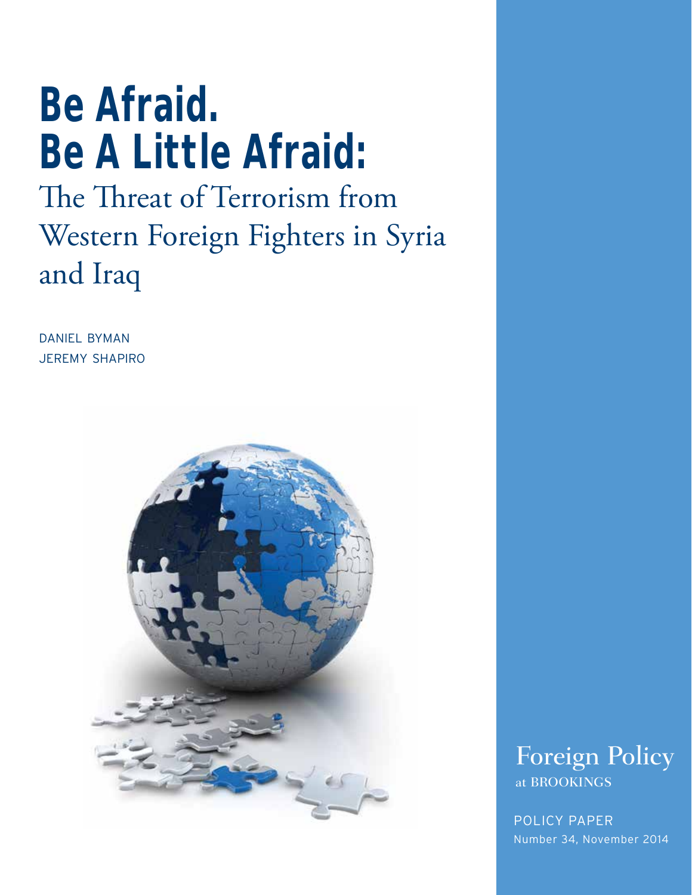# Be Afraid. Be A Little Afraid:

## The Threat of Terrorism from Western Foreign Fighters in Syria and Iraq

DANIEL BYMAN
JEREMY SHAPIRO

Foreign Policy
at BROOKINGS

POLICY PAPER
Number 34, November 2014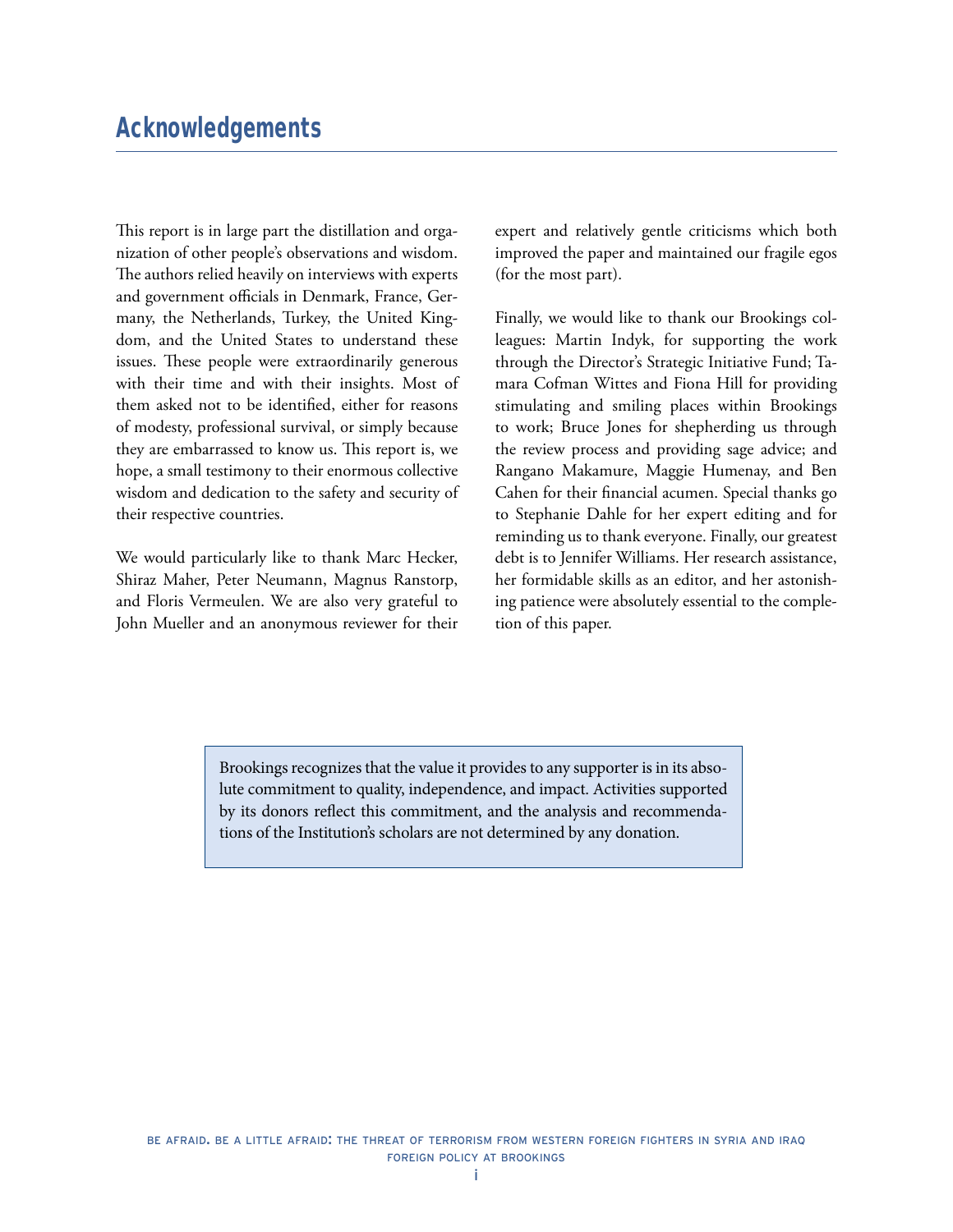# Acknowledgements

This report is in large part the distillation and organization of other people's observations and wisdom. The authors relied heavily on interviews with experts and government officials in Denmark, France, Germany, the Netherlands, Turkey, the United Kingdom, and the United States to understand these issues. These people were extraordinarily generous with their time and with their insights. Most of them asked not to be identified, either for reasons of modesty, professional survival, or simply because they are embarrassed to know us. This report is, we hope, a small testimony to their enormous collective wisdom and dedication to the safety and security of their respective countries.

We would particularly like to thank Marc Hecker, Shiraz Maher, Peter Neumann, Magnus Ranstorp, and Floris Vermeulen. We are also very grateful to John Mueller and an anonymous reviewer for their expert and relatively gentle criticisms which both improved the paper and maintained our fragile egos (for the most part).

Finally, we would like to thank our Brookings colleagues: Martin Indyk, for supporting the work through the Director's Strategic Initiative Fund; Tamara Cofman Wittes and Fiona Hill for providing stimulating and smiling places within Brookings to work; Bruce Jones for shepherding us through the review process and providing sage advice; and Rangano Makamure, Maggie Humenay, and Ben Cahen for their financial acumen. Special thanks go to Stephanie Dahle for her expert editing and for reminding us to thank everyone. Finally, our greatest debt is to Jennifer Williams. Her research assistance, her formidable skills as an editor, and her astonishing patience were absolutely essential to the completion of this paper.

> Brookings recognizes that the value it provides to any supporter is in its absolute commitment to quality, independence, and impact. Activities supported by its donors reflect this commitment, and the analysis and recommendations of the Institution's scholars are not determined by any donation.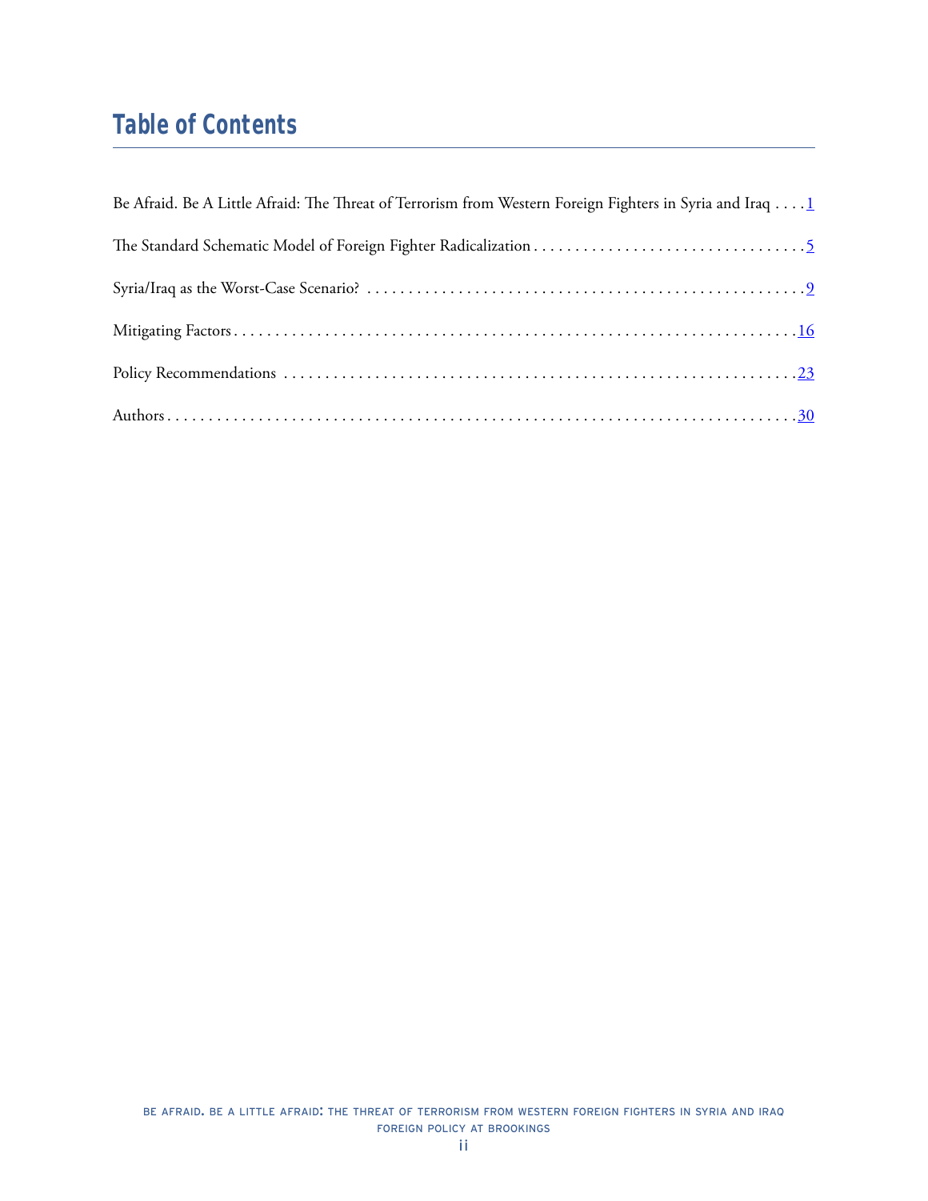# Table of Contents

Be Afraid. Be A Little Afraid: The Threat of Terrorism from Western Foreign Fighters in Syria and Iraq . . . . 1

The Standard Schematic Model of Foreign Fighter Radicalization . . . . . . . . . . . . . . . . . . . . . . . . . . . . . . . . . 5

Syria/Iraq as the Worst-Case Scenario? . . . . . . . . . . . . . . . . . . . . . . . . . . . . . . . . . . . . . . . . . . . . . . . . . . . . 9

Mitigating Factors . . . . . . . . . . . . . . . . . . . . . . . . . . . . . . . . . . . . . . . . . . . . . . . . . . . . . . . . . . . . . . . . . . . 16

Policy Recommendations . . . . . . . . . . . . . . . . . . . . . . . . . . . . . . . . . . . . . . . . . . . . . . . . . . . . . . . . . . . . . . 23

Authors . . . . . . . . . . . . . . . . . . . . . . . . . . . . . . . . . . . . . . . . . . . . . . . . . . . . . . . . . . . . . . . . . . . . . . . . . . . 30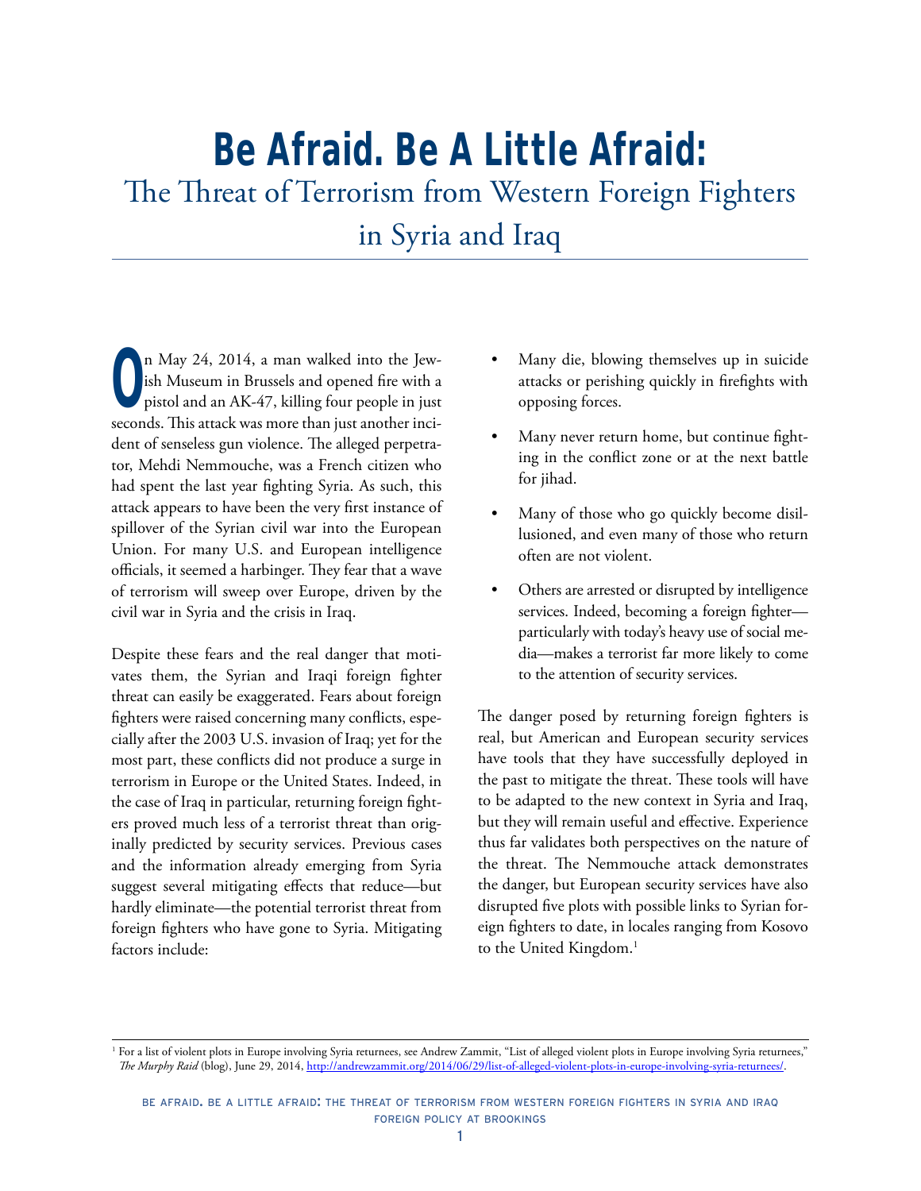# Be Afraid. Be A Little Afraid:

## The Threat of Terrorism from Western Foreign Fighters in Syria and Iraq

On May 24, 2014, a man walked into the Jewish Museum in Brussels and opened fire with a pistol and an AK-47, killing four people in just seconds. This attack was more than just another incident of senseless gun violence. The alleged perpetrator, Mehdi Nemmouche, was a French citizen who had spent the last year fighting Syria. As such, this attack appears to have been the very first instance of spillover of the Syrian civil war into the European Union. For many U.S. and European intelligence officials, it seemed a harbinger. They fear that a wave of terrorism will sweep over Europe, driven by the civil war in Syria and the crisis in Iraq.

Despite these fears and the real danger that motivates them, the Syrian and Iraqi foreign fighter threat can easily be exaggerated. Fears about foreign fighters were raised concerning many conflicts, especially after the 2003 U.S. invasion of Iraq; yet for the most part, these conflicts did not produce a surge in terrorism in Europe or the United States. Indeed, in the case of Iraq in particular, returning foreign fighters proved much less of a terrorist threat than originally predicted by security services. Previous cases and the information already emerging from Syria suggest several mitigating effects that reduce—but hardly eliminate—the potential terrorist threat from foreign fighters who have gone to Syria. Mitigating factors include:

- Many die, blowing themselves up in suicide attacks or perishing quickly in firefights with opposing forces.
- Many never return home, but continue fighting in the conflict zone or at the next battle for jihad.
- Many of those who go quickly become disillusioned, and even many of those who return often are not violent.
- Others are arrested or disrupted by intelligence services. Indeed, becoming a foreign fighter—particularly with today's heavy use of social media—makes a terrorist far more likely to come to the attention of security services.

The danger posed by returning foreign fighters is real, but American and European security services have tools that they have successfully deployed in the past to mitigate the threat. These tools will have to be adapted to the new context in Syria and Iraq, but they will remain useful and effective. Experience thus far validates both perspectives on the nature of the threat. The Nemmouche attack demonstrates the danger, but European security services have also disrupted five plots with possible links to Syrian foreign fighters to date, in locales ranging from Kosovo to the United Kingdom.[1]

[1] For a list of violent plots in Europe involving Syria returnees, see Andrew Zammit, "List of alleged violent plots in Europe involving Syria returnees," *The Murphy Raid* (blog), June 29, 2014, http://andrewzammit.org/2014/06/29/list-of-alleged-violent-plots-in-europe-involving-syria-returnees/.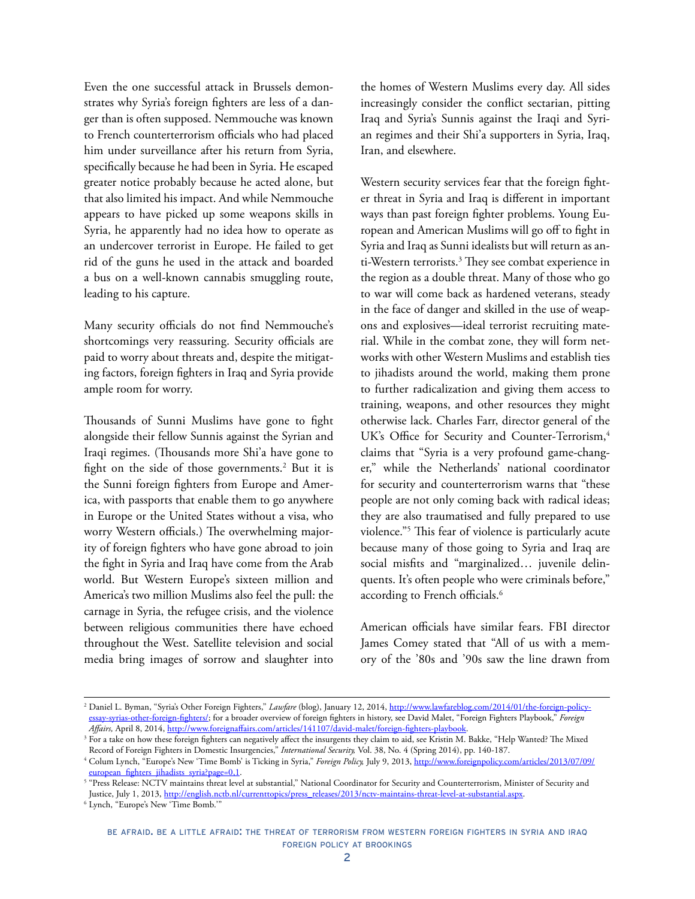Even the one successful attack in Brussels demonstrates why Syria's foreign fighters are less of a danger than is often supposed. Nemmouche was known to French counterterrorism officials who had placed him under surveillance after his return from Syria, specifically because he had been in Syria. He escaped greater notice probably because he acted alone, but that also limited his impact. And while Nemmouche appears to have picked up some weapons skills in Syria, he apparently had no idea how to operate as an undercover terrorist in Europe. He failed to get rid of the guns he used in the attack and boarded a bus on a well-known cannabis smuggling route, leading to his capture.

Many security officials do not find Nemmouche's shortcomings very reassuring. Security officials are paid to worry about threats and, despite the mitigating factors, foreign fighters in Iraq and Syria provide ample room for worry.

Thousands of Sunni Muslims have gone to fight alongside their fellow Sunnis against the Syrian and Iraqi regimes. (Thousands more Shi'a have gone to fight on the side of those governments.[2] But it is the Sunni foreign fighters from Europe and America, with passports that enable them to go anywhere in Europe or the United States without a visa, who worry Western officials.) The overwhelming majority of foreign fighters who have gone abroad to join the fight in Syria and Iraq have come from the Arab world. But Western Europe's sixteen million and America's two million Muslims also feel the pull: the carnage in Syria, the refugee crisis, and the violence between religious communities there have echoed throughout the West. Satellite television and social media bring images of sorrow and slaughter into the homes of Western Muslims every day. All sides increasingly consider the conflict sectarian, pitting Iraq and Syria's Sunnis against the Iraqi and Syrian regimes and their Shi'a supporters in Syria, Iraq, Iran, and elsewhere.

Western security services fear that the foreign fighter threat in Syria and Iraq is different in important ways than past foreign fighter problems. Young European and American Muslims will go off to fight in Syria and Iraq as Sunni idealists but will return as anti-Western terrorists.[3] They see combat experience in the region as a double threat. Many of those who go to war will come back as hardened veterans, steady in the face of danger and skilled in the use of weapons and explosives—ideal terrorist recruiting material. While in the combat zone, they will form networks with other Western Muslims and establish ties to jihadists around the world, making them prone to further radicalization and giving them access to training, weapons, and other resources they might otherwise lack. Charles Farr, director general of the UK's Office for Security and Counter-Terrorism,[4] claims that "Syria is a very profound game-changer," while the Netherlands' national coordinator for security and counterterrorism warns that "these people are not only coming back with radical ideas; they are also traumatised and fully prepared to use violence."[5] This fear of violence is particularly acute because many of those going to Syria and Iraq are social misfits and "marginalized… juvenile delinquents. It's often people who were criminals before," according to French officials.[6]

American officials have similar fears. FBI director James Comey stated that "All of us with a memory of the '80s and '90s saw the line drawn from

---

[2] Daniel L. Byman, "Syria's Other Foreign Fighters," *Lawfare* (blog), January 12, 2014, http://www.lawfareblog.com/2014/01/the-foreign-policy-essay-syrias-other-foreign-fighters/; for a broader overview of foreign fighters in history, see David Malet, "Foreign Fighters Playbook," *Foreign Affairs,* April 8, 2014, http://www.foreignaffairs.com/articles/141107/david-malet/foreign-fighters-playbook.

[3] For a take on how these foreign fighters can negatively affect the insurgents they claim to aid, see Kristin M. Bakke, "Help Wanted? The Mixed Record of Foreign Fighters in Domestic Insurgencies," *International Security,* Vol. 38, No. 4 (Spring 2014), pp. 140-187.

[4] Colum Lynch, "Europe's New 'Time Bomb' is Ticking in Syria," *Foreign Policy,* July 9, 2013, http://www.foreignpolicy.com/articles/2013/07/09/european_fighters_jihadists_syria?page=0,1.

[5] "Press Release: NCTV maintains threat level at substantial," National Coordinator for Security and Counterterrorism, Minister of Security and Justice, July 1, 2013, http://english.nctb.nl/currenttopics/press_releases/2013/nctv-maintains-threat-level-at-substantial.aspx.

[6] Lynch, "Europe's New 'Time Bomb.'"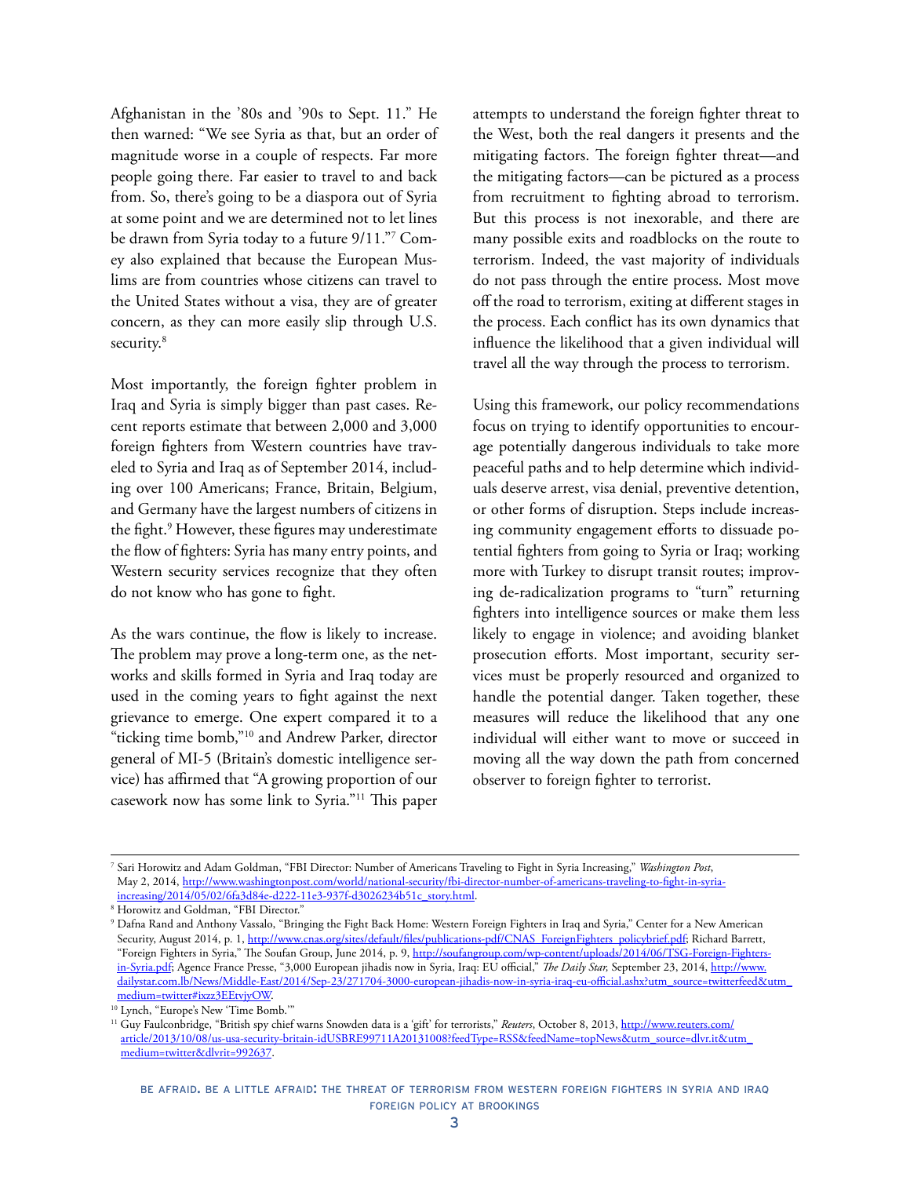Afghanistan in the '80s and '90s to Sept. 11." He then warned: "We see Syria as that, but an order of magnitude worse in a couple of respects. Far more people going there. Far easier to travel to and back from. So, there's going to be a diaspora out of Syria at some point and we are determined not to let lines be drawn from Syria today to a future 9/11."[7] Comey also explained that because the European Muslims are from countries whose citizens can travel to the United States without a visa, they are of greater concern, as they can more easily slip through U.S. security.[8]

Most importantly, the foreign fighter problem in Iraq and Syria is simply bigger than past cases. Recent reports estimate that between 2,000 and 3,000 foreign fighters from Western countries have traveled to Syria and Iraq as of September 2014, including over 100 Americans; France, Britain, Belgium, and Germany have the largest numbers of citizens in the fight.[9] However, these figures may underestimate the flow of fighters: Syria has many entry points, and Western security services recognize that they often do not know who has gone to fight.

As the wars continue, the flow is likely to increase. The problem may prove a long-term one, as the networks and skills formed in Syria and Iraq today are used in the coming years to fight against the next grievance to emerge. One expert compared it to a "ticking time bomb,"[10] and Andrew Parker, director general of MI-5 (Britain's domestic intelligence service) has affirmed that "A growing proportion of our casework now has some link to Syria."[11] This paper attempts to understand the foreign fighter threat to the West, both the real dangers it presents and the mitigating factors. The foreign fighter threat—and the mitigating factors—can be pictured as a process from recruitment to fighting abroad to terrorism. But this process is not inexorable, and there are many possible exits and roadblocks on the route to terrorism. Indeed, the vast majority of individuals do not pass through the entire process. Most move off the road to terrorism, exiting at different stages in the process. Each conflict has its own dynamics that influence the likelihood that a given individual will travel all the way through the process to terrorism.

Using this framework, our policy recommendations focus on trying to identify opportunities to encourage potentially dangerous individuals to take more peaceful paths and to help determine which individuals deserve arrest, visa denial, preventive detention, or other forms of disruption. Steps include increasing community engagement efforts to dissuade potential fighters from going to Syria or Iraq; working more with Turkey to disrupt transit routes; improving de-radicalization programs to "turn" returning fighters into intelligence sources or make them less likely to engage in violence; and avoiding blanket prosecution efforts. Most important, security services must be properly resourced and organized to handle the potential danger. Taken together, these measures will reduce the likelihood that any one individual will either want to move or succeed in moving all the way down the path from concerned observer to foreign fighter to terrorist.

---

[7] Sari Horowitz and Adam Goldman, "FBI Director: Number of Americans Traveling to Fight in Syria Increasing," *Washington Post*, May 2, 2014, http://www.washingtonpost.com/world/national-security/fbi-director-number-of-americans-traveling-to-fight-in-syria-increasing/2014/05/02/6fa3d84e-d222-11e3-937f-d3026234b51c_story.html.

[8] Horowitz and Goldman, "FBI Director."

[9] Dafna Rand and Anthony Vassalo, "Bringing the Fight Back Home: Western Foreign Fighters in Iraq and Syria," Center for a New American Security, August 2014, p. 1, http://www.cnas.org/sites/default/files/publications-pdf/CNAS_ForeignFighters_policybrief.pdf; Richard Barrett, "Foreign Fighters in Syria," The Soufan Group, June 2014, p. 9, http://soufangroup.com/wp-content/uploads/2014/06/TSG-Foreign-Fighters-in-Syria.pdf; Agence France Presse, "3,000 European jihadis now in Syria, Iraq: EU official," *The Daily Star,* September 23, 2014, http://www.dailystar.com.lb/News/Middle-East/2014/Sep-23/271704-3000-european-jihadis-now-in-syria-iraq-eu-official.ashx?utm_source=twitterfeed&utm_medium=twitter#ixzz3EEtvjyOW.

[10] Lynch, "Europe's New 'Time Bomb.'"

[11] Guy Faulconbridge, "British spy chief warns Snowden data is a 'gift' for terrorists," *Reuters*, October 8, 2013, http://www.reuters.com/article/2013/10/08/us-usa-security-britain-idUSBRE99711A20131008?feedType=RSS&feedName=topNews&utm_source=dlvr.it&utm_medium=twitter&dlvrit=992637.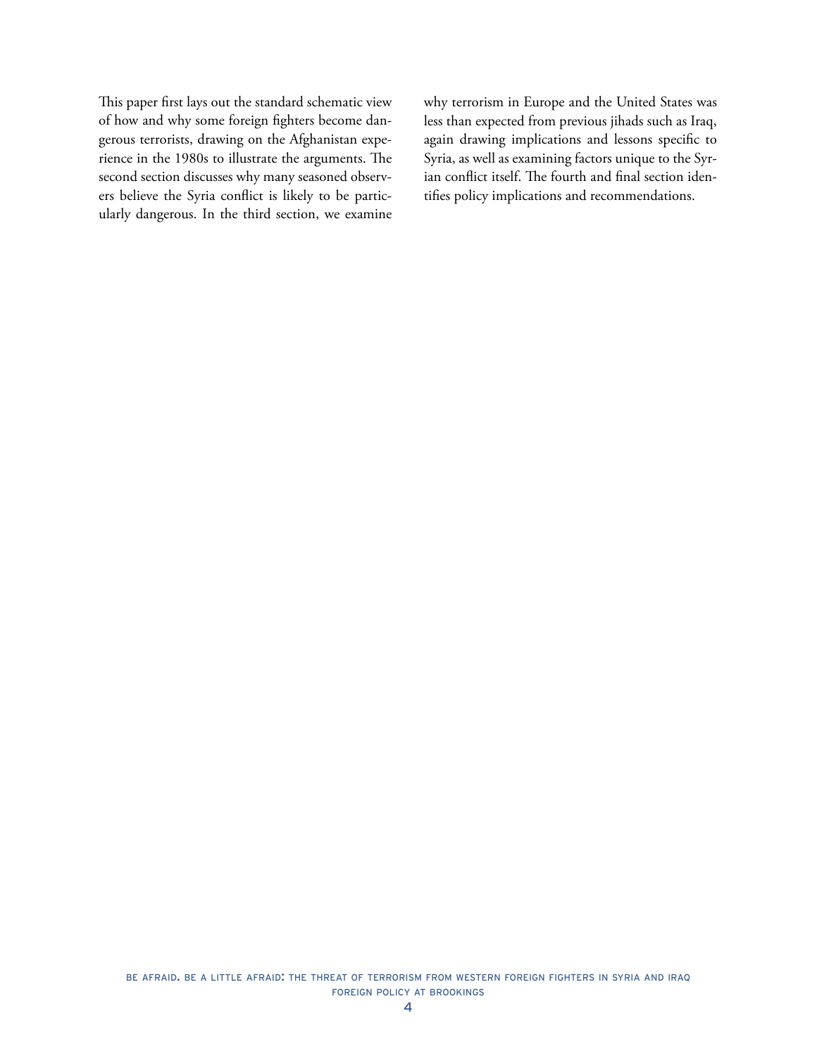This paper first lays out the standard schematic view of how and why some foreign fighters become dangerous terrorists, drawing on the Afghanistan experience in the 1980s to illustrate the arguments. The second section discusses why many seasoned observers believe the Syria conflict is likely to be particularly dangerous. In the third section, we examine why terrorism in Europe and the United States was less than expected from previous jihads such as Iraq, again drawing implications and lessons specific to Syria, as well as examining factors unique to the Syrian conflict itself. The fourth and final section identifies policy implications and recommendations.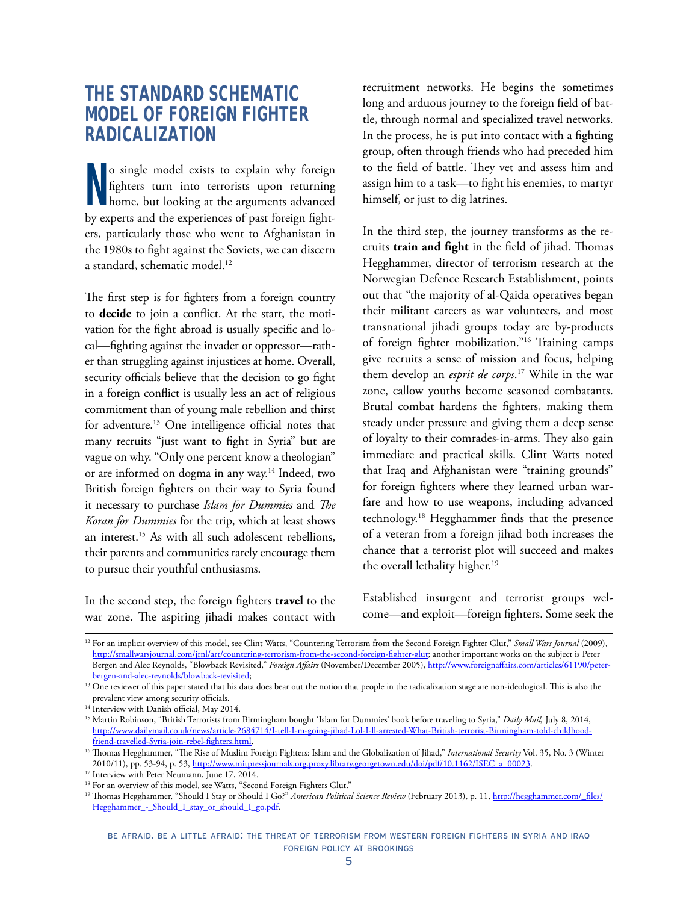## THE STANDARD SCHEMATIC MODEL OF FOREIGN FIGHTER RADICALIZATION

No single model exists to explain why foreign fighters turn into terrorists upon returning home, but looking at the arguments advanced by experts and the experiences of past foreign fighters, particularly those who went to Afghanistan in the 1980s to fight against the Soviets, we can discern a standard, schematic model.[12]

The first step is for fighters from a foreign country to **decide** to join a conflict. At the start, the motivation for the fight abroad is usually specific and local—fighting against the invader or oppressor—rather than struggling against injustices at home. Overall, security officials believe that the decision to go fight in a foreign conflict is usually less an act of religious commitment than of young male rebellion and thirst for adventure.[13] One intelligence official notes that many recruits "just want to fight in Syria" but are vague on why. "Only one percent know a theologian" or are informed on dogma in any way.[14] Indeed, two British foreign fighters on their way to Syria found it necessary to purchase *Islam for Dummies* and *The Koran for Dummies* for the trip, which at least shows an interest.[15] As with all such adolescent rebellions, their parents and communities rarely encourage them to pursue their youthful enthusiasms.

In the second step, the foreign fighters **travel** to the war zone. The aspiring jihadi makes contact with recruitment networks. He begins the sometimes long and arduous journey to the foreign field of battle, through normal and specialized travel networks. In the process, he is put into contact with a fighting group, often through friends who had preceded him to the field of battle. They vet and assess him and assign him to a task—to fight his enemies, to martyr himself, or just to dig latrines.

In the third step, the journey transforms as the recruits **train and fight** in the field of jihad. Thomas Hegghammer, director of terrorism research at the Norwegian Defence Research Establishment, points out that "the majority of al-Qaida operatives began their militant careers as war volunteers, and most transnational jihadi groups today are by-products of foreign fighter mobilization."[16] Training camps give recruits a sense of mission and focus, helping them develop an *esprit de corps*.[17] While in the war zone, callow youths become seasoned combatants. Brutal combat hardens the fighters, making them steady under pressure and giving them a deep sense of loyalty to their comrades-in-arms. They also gain immediate and practical skills. Clint Watts noted that Iraq and Afghanistan were "training grounds" for foreign fighters where they learned urban warfare and how to use weapons, including advanced technology.[18] Hegghammer finds that the presence of a veteran from a foreign jihad both increases the chance that a terrorist plot will succeed and makes the overall lethality higher.[19]

Established insurgent and terrorist groups welcome—and exploit—foreign fighters. Some seek the

---

[12] For an implicit overview of this model, see Clint Watts, "Countering Terrorism from the Second Foreign Fighter Glut," *Small Wars Journal* (2009), http://smallwarsjournal.com/jrnl/art/countering-terrorism-from-the-second-foreign-fighter-glut; another important works on the subject is Peter Bergen and Alec Reynolds, "Blowback Revisited," *Foreign Affairs* (November/December 2005), http://www.foreignaffairs.com/articles/61190/peter-bergen-and-alec-reynolds/blowback-revisited;

[13] One reviewer of this paper stated that his data does bear out the notion that people in the radicalization stage are non-ideological. This is also the prevalent view among security officials.

[14] Interview with Danish official, May 2014.

[15] Martin Robinson, "British Terrorists from Birmingham bought 'Islam for Dummies' book before traveling to Syria," *Daily Mail,* July 8, 2014, http://www.dailymail.co.uk/news/article-2684714/I-tell-I-m-going-jihad-Lol-I-ll-arrested-What-British-terrorist-Birmingham-told-childhood-friend-travelled-Syria-join-rebel-fighters.html.

[16] Thomas Hegghammer, "The Rise of Muslim Foreign Fighters: Islam and the Globalization of Jihad," *International Security* Vol. 35, No. 3 (Winter 2010/11), pp. 53-94, p. 53, http://www.mitpressjournals.org.proxy.library.georgetown.edu/doi/pdf/10.1162/ISEC_a_00023.

[17] Interview with Peter Neumann, June 17, 2014.

[18] For an overview of this model, see Watts, "Second Foreign Fighters Glut."

[19] Thomas Hegghammer, "Should I Stay or Should I Go?" *American Political Science Review* (February 2013), p. 11, http://hegghammer.com/_files/Hegghammer_-_Should_I_stay_or_should_I_go.pdf.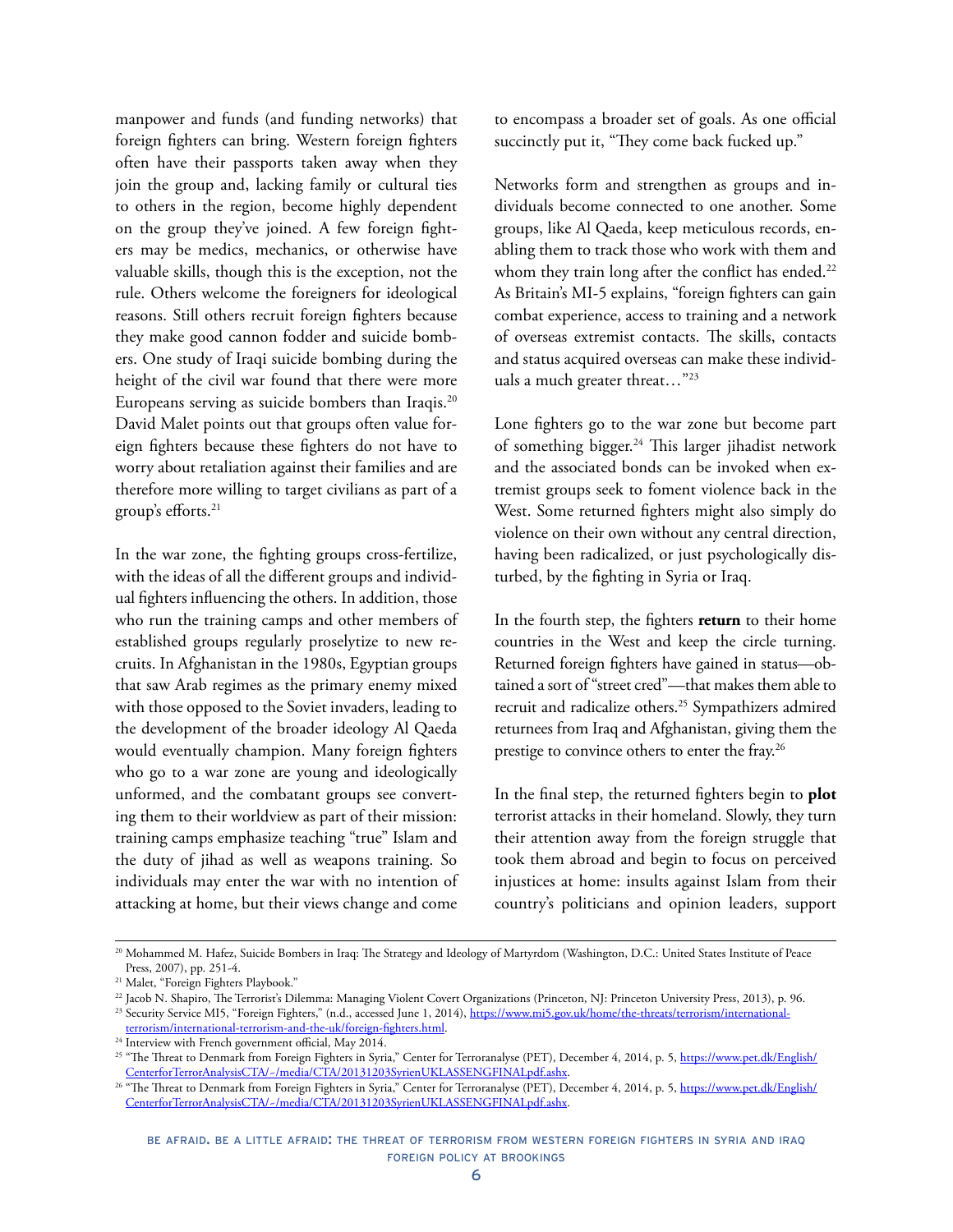manpower and funds (and funding networks) that foreign fighters can bring. Western foreign fighters often have their passports taken away when they join the group and, lacking family or cultural ties to others in the region, become highly dependent on the group they've joined. A few foreign fighters may be medics, mechanics, or otherwise have valuable skills, though this is the exception, not the rule. Others welcome the foreigners for ideological reasons. Still others recruit foreign fighters because they make good cannon fodder and suicide bombers. One study of Iraqi suicide bombing during the height of the civil war found that there were more Europeans serving as suicide bombers than Iraqis.[20] David Malet points out that groups often value foreign fighters because these fighters do not have to worry about retaliation against their families and are therefore more willing to target civilians as part of a group's efforts.[21]

In the war zone, the fighting groups cross-fertilize, with the ideas of all the different groups and individual fighters influencing the others. In addition, those who run the training camps and other members of established groups regularly proselytize to new recruits. In Afghanistan in the 1980s, Egyptian groups that saw Arab regimes as the primary enemy mixed with those opposed to the Soviet invaders, leading to the development of the broader ideology Al Qaeda would eventually champion. Many foreign fighters who go to a war zone are young and ideologically unformed, and the combatant groups see converting them to their worldview as part of their mission: training camps emphasize teaching "true" Islam and the duty of jihad as well as weapons training. So individuals may enter the war with no intention of attacking at home, but their views change and come to encompass a broader set of goals. As one official succinctly put it, "They come back fucked up."

Networks form and strengthen as groups and individuals become connected to one another. Some groups, like Al Qaeda, keep meticulous records, enabling them to track those who work with them and whom they train long after the conflict has ended.[22] As Britain's MI-5 explains, "foreign fighters can gain combat experience, access to training and a network of overseas extremist contacts. The skills, contacts and status acquired overseas can make these individuals a much greater threat…"[23]

Lone fighters go to the war zone but become part of something bigger.[24] This larger jihadist network and the associated bonds can be invoked when extremist groups seek to foment violence back in the West. Some returned fighters might also simply do violence on their own without any central direction, having been radicalized, or just psychologically disturbed, by the fighting in Syria or Iraq.

In the fourth step, the fighters **return** to their home countries in the West and keep the circle turning. Returned foreign fighters have gained in status—obtained a sort of "street cred"—that makes them able to recruit and radicalize others.[25] Sympathizers admired returnees from Iraq and Afghanistan, giving them the prestige to convince others to enter the fray.[26]

In the final step, the returned fighters begin to **plot** terrorist attacks in their homeland. Slowly, they turn their attention away from the foreign struggle that took them abroad and begin to focus on perceived injustices at home: insults against Islam from their country's politicians and opinion leaders, support

---

[20] Mohammed M. Hafez, Suicide Bombers in Iraq: The Strategy and Ideology of Martyrdom (Washington, D.C.: United States Institute of Peace Press, 2007), pp. 251-4.

[21] Malet, "Foreign Fighters Playbook."

[22] Jacob N. Shapiro, The Terrorist's Dilemma: Managing Violent Covert Organizations (Princeton, NJ: Princeton University Press, 2013), p. 96.

[23] Security Service MI5, "Foreign Fighters," (n.d., accessed June 1, 2014), https://www.mi5.gov.uk/home/the-threats/terrorism/international-terrorism/international-terrorism-and-the-uk/foreign-fighters.html.

[24] Interview with French government official, May 2014.

[25] "The Threat to Denmark from Foreign Fighters in Syria," Center for Terroranalyse (PET), December 4, 2014, p. 5, https://www.pet.dk/English/CenterforTerrorAnalysisCTA/~/media/CTA/20131203SyrienUKLASSENGFINALpdf.ashx.

[26] "The Threat to Denmark from Foreign Fighters in Syria," Center for Terroranalyse (PET), December 4, 2014, p. 5, https://www.pet.dk/English/CenterforTerrorAnalysisCTA/~/media/CTA/20131203SyrienUKLASSENGFINALpdf.ashx.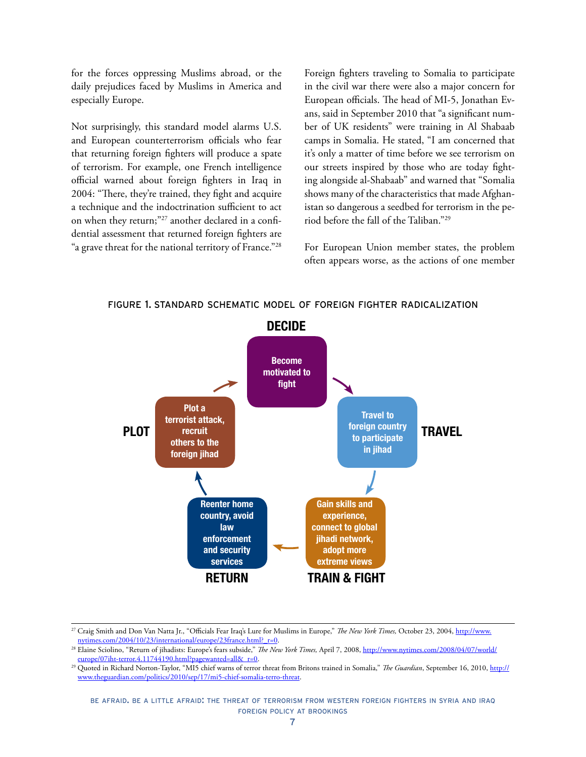for the forces oppressing Muslims abroad, or the daily prejudices faced by Muslims in America and especially Europe.

Not surprisingly, this standard model alarms U.S. and European counterterrorism officials who fear that returning foreign fighters will produce a spate of terrorism. For example, one French intelligence official warned about foreign fighters in Iraq in 2004: "There, they're trained, they fight and acquire a technique and the indoctrination sufficient to act on when they return;"[27] another declared in a confidential assessment that returned foreign fighters are "a grave threat for the national territory of France."[28]

Foreign fighters traveling to Somalia to participate in the civil war there were also a major concern for European officials. The head of MI-5, Jonathan Evans, said in September 2010 that "a significant number of UK residents" were training in Al Shabaab camps in Somalia. He stated, "I am concerned that it's only a matter of time before we see terrorism on our streets inspired by those who are today fighting alongside al-Shabaab" and warned that "Somalia shows many of the characteristics that made Afghanistan so dangerous a seedbed for terrorism in the period before the fall of the Taliban."[29]

For European Union member states, the problem often appears worse, as the actions of one member

FIGURE 1. STANDARD SCHEMATIC MODEL OF FOREIGN FIGHTER RADICALIZATION

**DECIDE**: Become motivated to fight

**TRAVEL**: Travel to foreign country to participate in jihad

**TRAIN & FIGHT**: Gain skills and experience, connect to global jihadi network, adopt more extreme views

**RETURN**: Reenter home country, avoid law enforcement and security services

**PLOT**: Plot a terrorist attack, recruit others to the foreign jihad

---

[27] Craig Smith and Don Van Natta Jr., "Officials Fear Iraq's Lure for Muslims in Europe," *The New York Times,* October 23, 2004, http://www.nytimes.com/2004/10/23/international/europe/23france.html?_r=0.

[28] Elaine Sciolino, "Return of jihadists: Europe's fears subside," *The New York Times,* April 7, 2008, http://www.nytimes.com/2008/04/07/world/europe/07iht-terror.4.11744190.html?pagewanted=all&_r=0.

[29] Quoted in Richard Norton-Taylor, "MI5 chief warns of terror threat from Britons trained in Somalia," *The Guardian*, September 16, 2010, http://www.theguardian.com/politics/2010/sep/17/mi5-chief-somalia-terro-threat.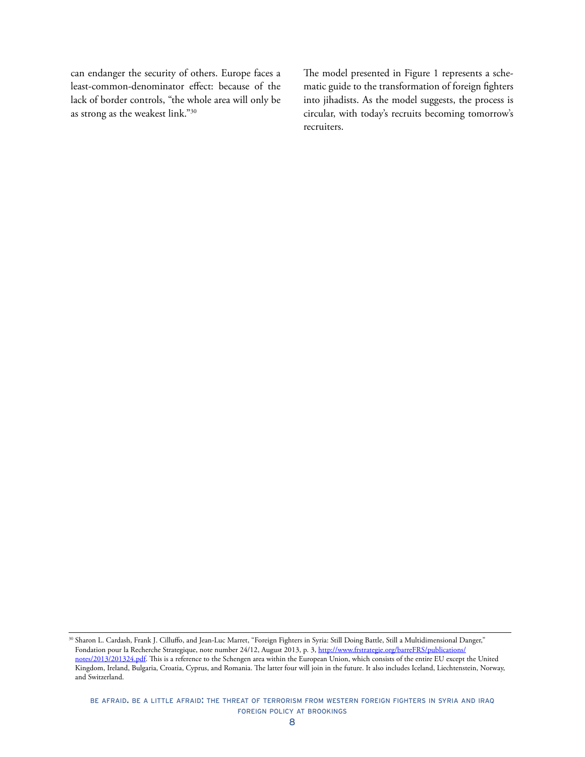can endanger the security of others. Europe faces a least-common-denominator effect: because of the lack of border controls, "the whole area will only be as strong as the weakest link."[30]

The model presented in Figure 1 represents a schematic guide to the transformation of foreign fighters into jihadists. As the model suggests, the process is circular, with today's recruits becoming tomorrow's recruiters.

---

[30] Sharon L. Cardash, Frank J. Cilluffo, and Jean-Luc Marret, "Foreign Fighters in Syria: Still Doing Battle, Still a Multidimensional Danger," Fondation pour la Recherche Strategique, note number 24/12, August 2013, p. 3, http://www.frstrategie.org/barreFRS/publications/notes/2013/201324.pdf. This is a reference to the Schengen area within the European Union, which consists of the entire EU except the United Kingdom, Ireland, Bulgaria, Croatia, Cyprus, and Romania. The latter four will join in the future. It also includes Iceland, Liechtenstein, Norway, and Switzerland.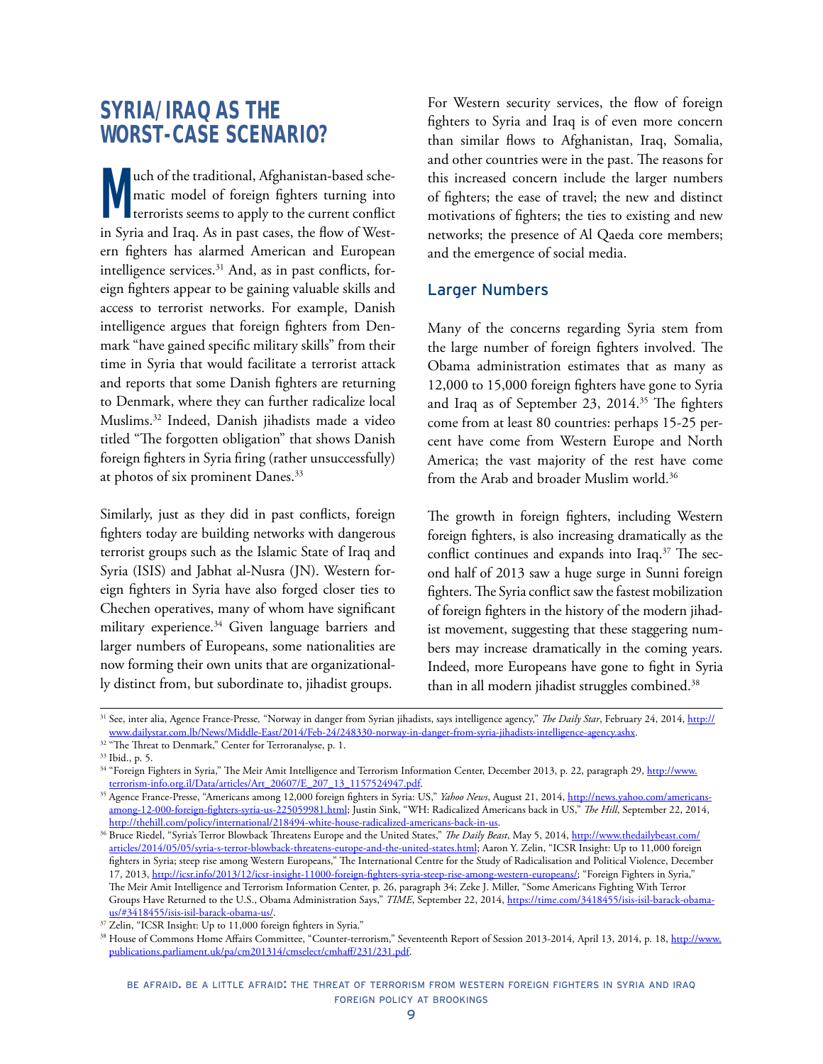## SYRIA/IRAQ AS THE WORST-CASE SCENARIO?

Much of the traditional, Afghanistan-based schematic model of foreign fighters turning into terrorists seems to apply to the current conflict in Syria and Iraq. As in past cases, the flow of Western fighters has alarmed American and European intelligence services.[31] And, as in past conflicts, foreign fighters appear to be gaining valuable skills and access to terrorist networks. For example, Danish intelligence argues that foreign fighters from Denmark "have gained specific military skills" from their time in Syria that would facilitate a terrorist attack and reports that some Danish fighters are returning to Denmark, where they can further radicalize local Muslims.[32] Indeed, Danish jihadists made a video titled "The forgotten obligation" that shows Danish foreign fighters in Syria firing (rather unsuccessfully) at photos of six prominent Danes.[33]

Similarly, just as they did in past conflicts, foreign fighters today are building networks with dangerous terrorist groups such as the Islamic State of Iraq and Syria (ISIS) and Jabhat al-Nusra (JN). Western foreign fighters in Syria have also forged closer ties to Chechen operatives, many of whom have significant military experience.[34] Given language barriers and larger numbers of Europeans, some nationalities are now forming their own units that are organizationally distinct from, but subordinate to, jihadist groups.

For Western security services, the flow of foreign fighters to Syria and Iraq is of even more concern than similar flows to Afghanistan, Iraq, Somalia, and other countries were in the past. The reasons for this increased concern include the larger numbers of fighters; the ease of travel; the new and distinct motivations of fighters; the ties to existing and new networks; the presence of Al Qaeda core members; and the emergence of social media.

### Larger Numbers

Many of the concerns regarding Syria stem from the large number of foreign fighters involved. The Obama administration estimates that as many as 12,000 to 15,000 foreign fighters have gone to Syria and Iraq as of September 23, 2014.[35] The fighters come from at least 80 countries: perhaps 15-25 percent have come from Western Europe and North America; the vast majority of the rest have come from the Arab and broader Muslim world.[36]

The growth in foreign fighters, including Western foreign fighters, is also increasing dramatically as the conflict continues and expands into Iraq.[37] The second half of 2013 saw a huge surge in Sunni foreign fighters. The Syria conflict saw the fastest mobilization of foreign fighters in the history of the modern jihadist movement, suggesting that these staggering numbers may increase dramatically in the coming years. Indeed, more Europeans have gone to fight in Syria than in all modern jihadist struggles combined.[38]

---

[31] See, inter alia, Agence France-Presse, "Norway in danger from Syrian jihadists, says intelligence agency," *The Daily Star*, February 24, 2014, http://www.dailystar.com.lb/News/Middle-East/2014/Feb-24/248330-norway-in-danger-from-syria-jihadists-intelligence-agency.ashx.

[32] "The Threat to Denmark," Center for Terroranalyse, p. 1.

[33] Ibid., p. 5.

[34] "Foreign Fighters in Syria," The Meir Amit Intelligence and Terrorism Information Center, December 2013, p. 22, paragraph 29, http://www.terrorism-info.org.il/Data/articles/Art_20607/E_207_13_1157524947.pdf.

[35] Agence France-Presse, "Americans among 12,000 foreign fighters in Syria: US," *Yahoo News*, August 21, 2014, http://news.yahoo.com/americans-among-12-000-foreign-fighters-syria-us-225059981.html; Justin Sink, "WH: Radicalized Americans back in US," *The Hill*, September 22, 2014, http://thehill.com/policy/international/218494-white-house-radicalized-americans-back-in-us.

[36] Bruce Riedel, "Syria's Terror Blowback Threatens Europe and the United States," *The Daily Beast*, May 5, 2014, http://www.thedailybeast.com/articles/2014/05/05/syria-s-terror-blowback-threatens-europe-and-the-united-states.html; Aaron Y. Zelin, "ICSR Insight: Up to 11,000 foreign fighters in Syria; steep rise among Western Europeans," The International Centre for the Study of Radicalisation and Political Violence, December 17, 2013, http://icsr.info/2013/12/icsr-insight-11000-foreign-fighters-syria-steep-rise-among-western-europeans/; "Foreign Fighters in Syria," The Meir Amit Intelligence and Terrorism Information Center, p. 26, paragraph 34; Zeke J. Miller, "Some Americans Fighting With Terror Groups Have Returned to the U.S., Obama Administration Says," *TIME*, September 22, 2014, https://time.com/3418455/isis-isil-barack-obama-us/#3418455/isis-isil-barack-obama-us/.

[37] Zelin, "ICSR Insight: Up to 11,000 foreign fighters in Syria."

[38] House of Commons Home Affairs Committee, "Counter-terrorism," Seventeenth Report of Session 2013-2014, April 13, 2014, p. 18, http://www.publications.parliament.uk/pa/cm201314/cmselect/cmhaff/231/231.pdf.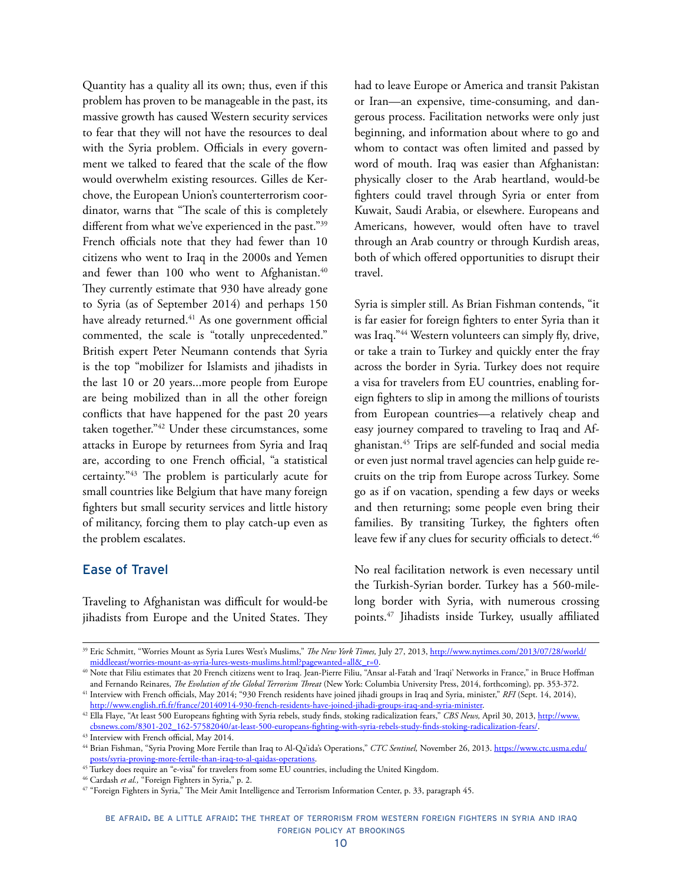Quantity has a quality all its own; thus, even if this problem has proven to be manageable in the past, its massive growth has caused Western security services to fear that they will not have the resources to deal with the Syria problem. Officials in every government we talked to feared that the scale of the flow would overwhelm existing resources. Gilles de Kerchove, the European Union's counterterrorism coordinator, warns that "The scale of this is completely different from what we've experienced in the past."[39] French officials note that they had fewer than 10 citizens who went to Iraq in the 2000s and Yemen and fewer than 100 who went to Afghanistan.[40] They currently estimate that 930 have already gone to Syria (as of September 2014) and perhaps 150 have already returned.[41] As one government official commented, the scale is "totally unprecedented." British expert Peter Neumann contends that Syria is the top "mobilizer for Islamists and jihadists in the last 10 or 20 years...more people from Europe are being mobilized than in all the other foreign conflicts that have happened for the past 20 years taken together."[42] Under these circumstances, some attacks in Europe by returnees from Syria and Iraq are, according to one French official, "a statistical certainty."[43] The problem is particularly acute for small countries like Belgium that have many foreign fighters but small security services and little history of militancy, forcing them to play catch-up even as the problem escalates.

## Ease of Travel

Traveling to Afghanistan was difficult for would-be jihadists from Europe and the United States. They had to leave Europe or America and transit Pakistan or Iran—an expensive, time-consuming, and dangerous process. Facilitation networks were only just beginning, and information about where to go and whom to contact was often limited and passed by word of mouth. Iraq was easier than Afghanistan: physically closer to the Arab heartland, would-be fighters could travel through Syria or enter from Kuwait, Saudi Arabia, or elsewhere. Europeans and Americans, however, would often have to travel through an Arab country or through Kurdish areas, both of which offered opportunities to disrupt their travel.

Syria is simpler still. As Brian Fishman contends, "it is far easier for foreign fighters to enter Syria than it was Iraq."[44] Western volunteers can simply fly, drive, or take a train to Turkey and quickly enter the fray across the border in Syria. Turkey does not require a visa for travelers from EU countries, enabling foreign fighters to slip in among the millions of tourists from European countries—a relatively cheap and easy journey compared to traveling to Iraq and Afghanistan.[45] Trips are self-funded and social media or even just normal travel agencies can help guide recruits on the trip from Europe across Turkey. Some go as if on vacation, spending a few days or weeks and then returning; some people even bring their families. By transiting Turkey, the fighters often leave few if any clues for security officials to detect.[46]

No real facilitation network is even necessary until the Turkish-Syrian border. Turkey has a 560-mile-long border with Syria, with numerous crossing points.[47] Jihadists inside Turkey, usually affiliated

---

[39] Eric Schmitt, "Worries Mount as Syria Lures West's Muslims," *The New York Times,* July 27, 2013, http://www.nytimes.com/2013/07/28/world/middleeast/worries-mount-as-syria-lures-wests-muslims.html?pagewanted=all&_r=0.

[40] Note that Filiu estimates that 20 French citizens went to Iraq. Jean-Pierre Filiu, "Ansar al-Fatah and 'Iraqi' Networks in France," in Bruce Hoffman and Fernando Reinares, *The Evolution of the Global Terrorism Threat* (New York: Columbia University Press, 2014, forthcoming), pp. 353-372.

[41] Interview with French officials, May 2014; "930 French residents have joined jihadi groups in Iraq and Syria, minister," *RFI* (Sept. 14, 2014), http://www.english.rfi.fr/france/20140914-930-french-residents-have-joined-jihadi-groups-iraq-and-syria-minister.

[42] Ella Flaye, "At least 500 Europeans fighting with Syria rebels, study finds, stoking radicalization fears," *CBS News,* April 30, 2013, http://www.cbsnews.com/8301-202_162-57582040/at-least-500-europeans-fighting-with-syria-rebels-study-finds-stoking-radicalization-fears/.

[43] Interview with French official, May 2014.

[44] Brian Fishman, "Syria Proving More Fertile than Iraq to Al-Qa'ida's Operations," *CTC Sentinel,* November 26, 2013. https://www.ctc.usma.edu/posts/syria-proving-more-fertile-than-iraq-to-al-qaidas-operations.

[45] Turkey does require an "e-visa" for travelers from some EU countries, including the United Kingdom.

[46] Cardash *et al.,* "Foreign Fighters in Syria," p. 2.

[47] "Foreign Fighters in Syria," The Meir Amit Intelligence and Terrorism Information Center, p. 33, paragraph 45.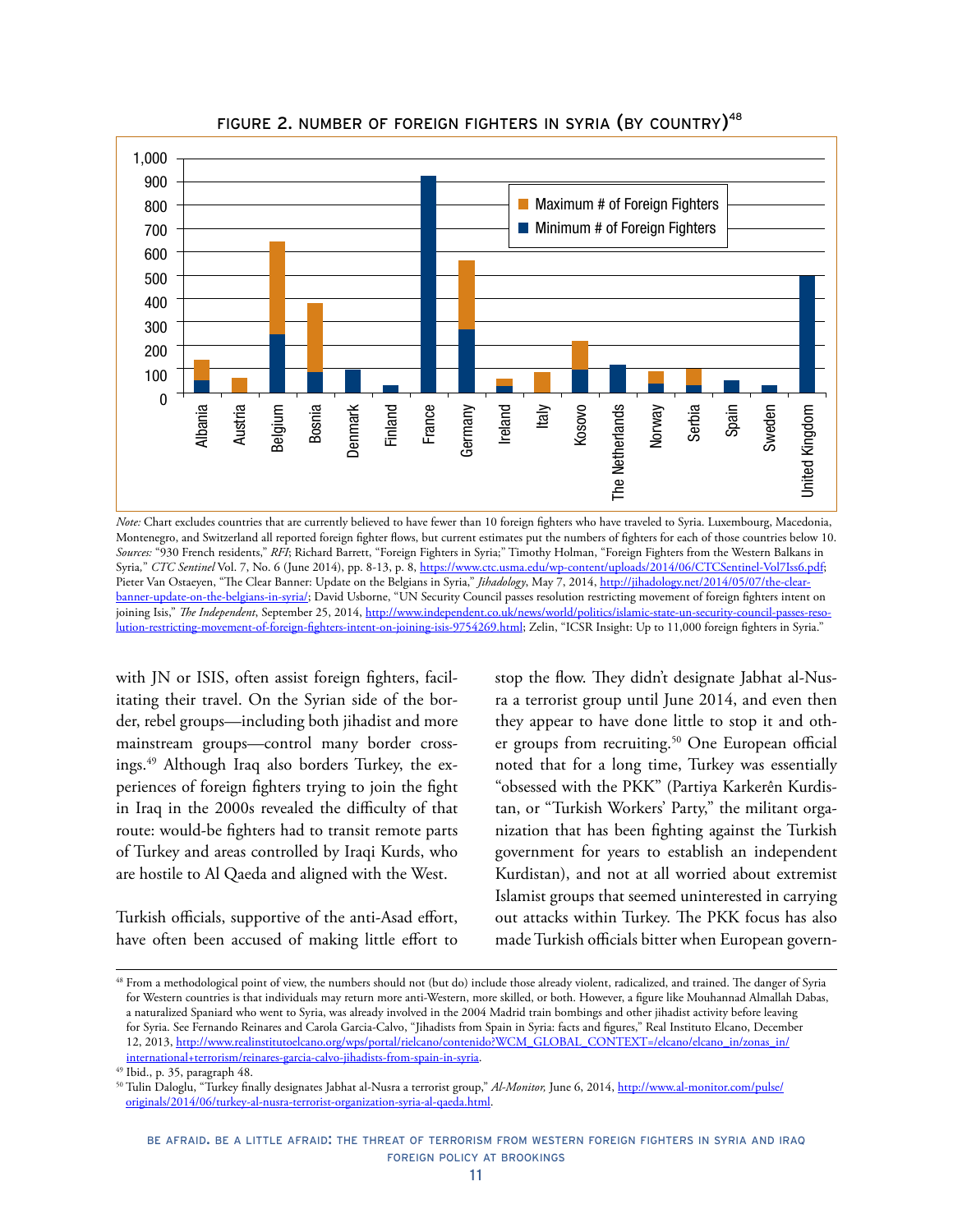### Figure 2. Number of Foreign Fighters in Syria (by country)[48]

*Note:* Chart excludes countries that are currently believed to have fewer than 10 foreign fighters who have traveled to Syria. Luxembourg, Macedonia, Montenegro, and Switzerland all reported foreign fighter flows, but current estimates put the numbers of fighters for each of those countries below 10. *Sources:* "930 French residents," *RFI*; Richard Barrett, "Foreign Fighters in Syria;" Timothy Holman, "Foreign Fighters from the Western Balkans in Syria," *CTC Sentinel* Vol. 7, No. 6 (June 2014), pp. 8-13, p. 8, https://www.ctc.usma.edu/wp-content/uploads/2014/06/CTCSentinel-Vol7Iss6.pdf; Pieter Van Ostaeyen, "The Clear Banner: Update on the Belgians in Syria," *Jihadology*, May 7, 2014, http://jihadology.net/2014/05/07/the-clear-banner-update-on-the-belgians-in-syria/; David Usborne, "UN Security Council passes resolution restricting movement of foreign fighters intent on joining Isis," *The Independent*, September 25, 2014, http://www.independent.co.uk/news/world/politics/islamic-state-un-security-council-passes-resolution-restricting-movement-of-foreign-fighters-intent-on-joining-isis-9754269.html; Zelin, "ICSR Insight: Up to 11,000 foreign fighters in Syria."

with JN or ISIS, often assist foreign fighters, facilitating their travel. On the Syrian side of the border, rebel groups—including both jihadist and more mainstream groups—control many border crossings.[49] Although Iraq also borders Turkey, the experiences of foreign fighters trying to join the fight in Iraq in the 2000s revealed the difficulty of that route: would-be fighters had to transit remote parts of Turkey and areas controlled by Iraqi Kurds, who are hostile to Al Qaeda and aligned with the West.

Turkish officials, supportive of the anti-Asad effort, have often been accused of making little effort to stop the flow. They didn't designate Jabhat al-Nusra a terrorist group until June 2014, and even then they appear to have done little to stop it and other groups from recruiting.[50] One European official noted that for a long time, Turkey was essentially "obsessed with the PKK" (Partiya Karkerên Kurdistan, or "Turkish Workers' Party," the militant organization that has been fighting against the Turkish government for years to establish an independent Kurdistan), and not at all worried about extremist Islamist groups that seemed uninterested in carrying out attacks within Turkey. The PKK focus has also made Turkish officials bitter when European govern-

---

[48] From a methodological point of view, the numbers should not (but do) include those already violent, radicalized, and trained. The danger of Syria for Western countries is that individuals may return more anti-Western, more skilled, or both. However, a figure like Mouhannad Almallah Dabas, a naturalized Spaniard who went to Syria, was already involved in the 2004 Madrid train bombings and other jihadist activity before leaving for Syria. See Fernando Reinares and Carola Garcia-Calvo, "Jihadists from Spain in Syria: facts and figures," Real Instituto Elcano, December 12, 2013, http://www.realinstitutoelcano.org/wps/portal/rielcano/contenido?WCM_GLOBAL_CONTEXT=/elcano/elcano_in/zonas_in/international+terrorism/reinares-garcia-calvo-jihadists-from-spain-in-syria.

[49] Ibid., p. 35, paragraph 48.

[50] Tulin Daloglu, "Turkey finally designates Jabhat al-Nusra a terrorist group," *Al-Monitor,* June 6, 2014, http://www.al-monitor.com/pulse/originals/2014/06/turkey-al-nusra-terrorist-organization-syria-al-qaeda.html.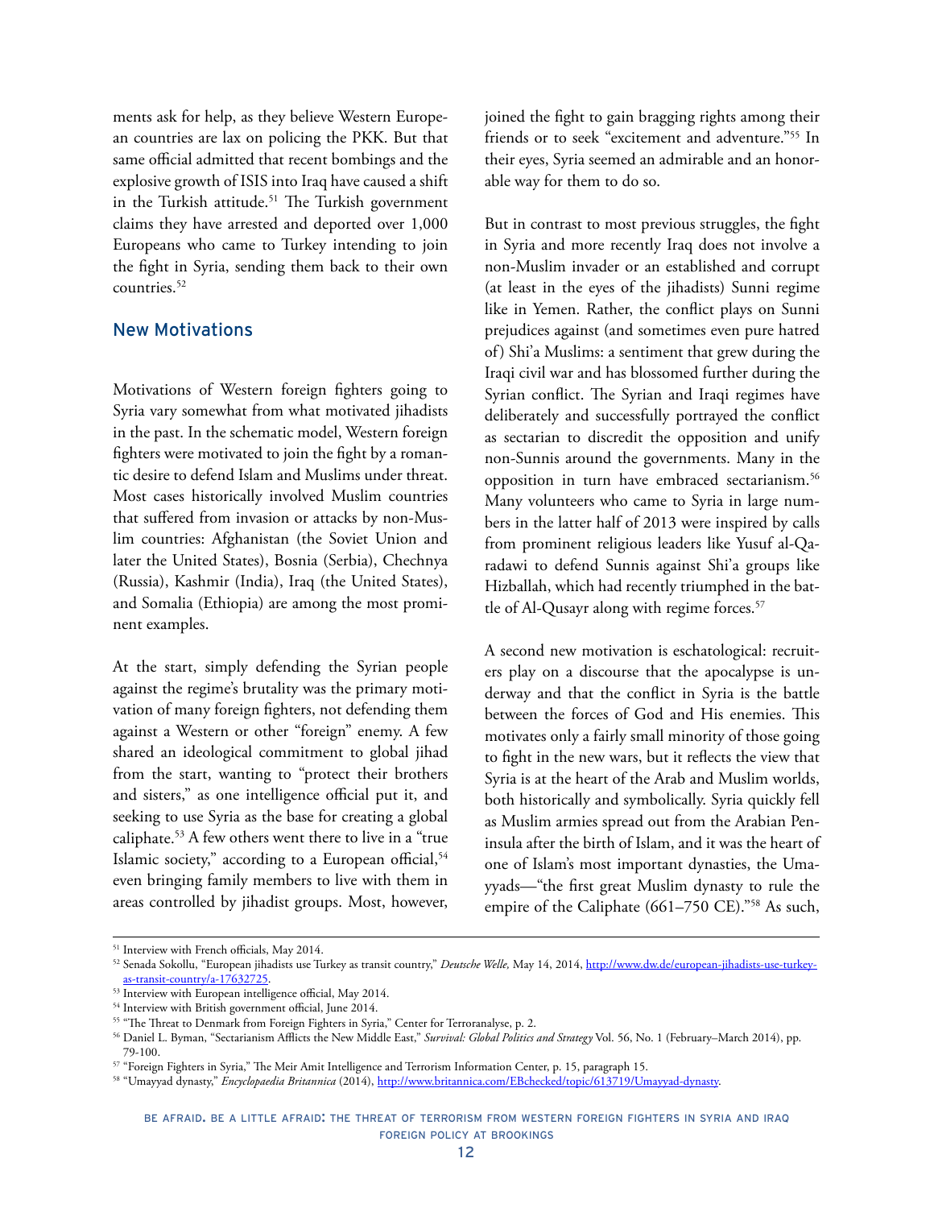ments ask for help, as they believe Western European countries are lax on policing the PKK. But that same official admitted that recent bombings and the explosive growth of ISIS into Iraq have caused a shift in the Turkish attitude.[51] The Turkish government claims they have arrested and deported over 1,000 Europeans who came to Turkey intending to join the fight in Syria, sending them back to their own countries.[52]

## New Motivations

Motivations of Western foreign fighters going to Syria vary somewhat from what motivated jihadists in the past. In the schematic model, Western foreign fighters were motivated to join the fight by a romantic desire to defend Islam and Muslims under threat. Most cases historically involved Muslim countries that suffered from invasion or attacks by non-Muslim countries: Afghanistan (the Soviet Union and later the United States), Bosnia (Serbia), Chechnya (Russia), Kashmir (India), Iraq (the United States), and Somalia (Ethiopia) are among the most prominent examples.

At the start, simply defending the Syrian people against the regime's brutality was the primary motivation of many foreign fighters, not defending them against a Western or other "foreign" enemy. A few shared an ideological commitment to global jihad from the start, wanting to "protect their brothers and sisters," as one intelligence official put it, and seeking to use Syria as the base for creating a global caliphate.[53] A few others went there to live in a "true Islamic society," according to a European official,[54] even bringing family members to live with them in areas controlled by jihadist groups. Most, however, joined the fight to gain bragging rights among their friends or to seek "excitement and adventure."[55] In their eyes, Syria seemed an admirable and an honorable way for them to do so.

But in contrast to most previous struggles, the fight in Syria and more recently Iraq does not involve a non-Muslim invader or an established and corrupt (at least in the eyes of the jihadists) Sunni regime like in Yemen. Rather, the conflict plays on Sunni prejudices against (and sometimes even pure hatred of) Shi'a Muslims: a sentiment that grew during the Iraqi civil war and has blossomed further during the Syrian conflict. The Syrian and Iraqi regimes have deliberately and successfully portrayed the conflict as sectarian to discredit the opposition and unify non-Sunnis around the governments. Many in the opposition in turn have embraced sectarianism.[56] Many volunteers who came to Syria in large numbers in the latter half of 2013 were inspired by calls from prominent religious leaders like Yusuf al-Qaradawi to defend Sunnis against Shi'a groups like Hizballah, which had recently triumphed in the battle of Al-Qusayr along with regime forces.[57]

A second new motivation is eschatological: recruiters play on a discourse that the apocalypse is underway and that the conflict in Syria is the battle between the forces of God and His enemies. This motivates only a fairly small minority of those going to fight in the new wars, but it reflects the view that Syria is at the heart of the Arab and Muslim worlds, both historically and symbolically. Syria quickly fell as Muslim armies spread out from the Arabian Peninsula after the birth of Islam, and it was the heart of one of Islam's most important dynasties, the Umayyads—"the first great Muslim dynasty to rule the empire of the Caliphate (661–750 CE)."[58] As such,

---

[51] Interview with French officials, May 2014.

[52] Senada Sokollu, "European jihadists use Turkey as transit country," *Deutsche Welle,* May 14, 2014, http://www.dw.de/european-jihadists-use-turkey-as-transit-country/a-17632725.

[53] Interview with European intelligence official, May 2014.

[54] Interview with British government official, June 2014.

[55] "The Threat to Denmark from Foreign Fighters in Syria," Center for Terroranalyse, p. 2.

[56] Daniel L. Byman, "Sectarianism Afflicts the New Middle East," *Survival: Global Politics and Strategy* Vol. 56, No. 1 (February–March 2014), pp. 79-100.

[57] "Foreign Fighters in Syria," The Meir Amit Intelligence and Terrorism Information Center, p. 15, paragraph 15.

[58] "Umayyad dynasty," *Encyclopaedia Britannica* (2014), http://www.britannica.com/EBchecked/topic/613719/Umayyad-dynasty.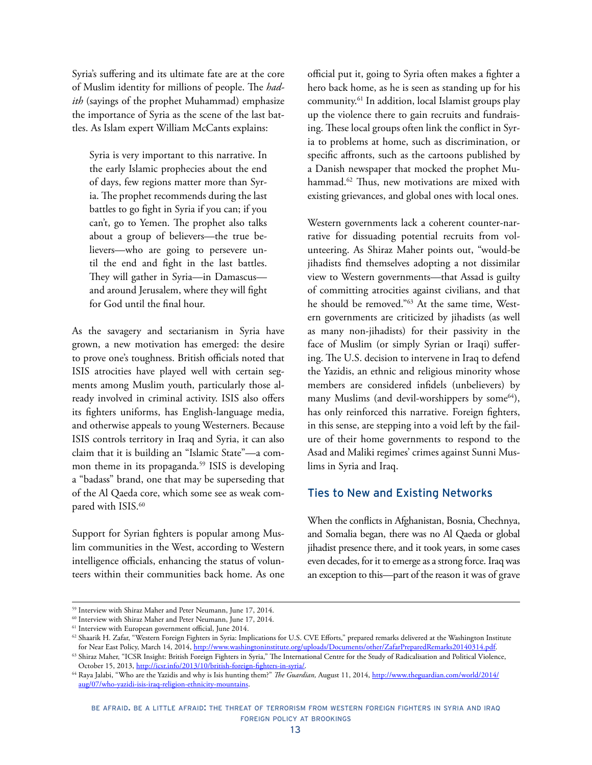Syria's suffering and its ultimate fate are at the core of Muslim identity for millions of people. The *hadith* (sayings of the prophet Muhammad) emphasize the importance of Syria as the scene of the last battles. As Islam expert William McCants explains:

> Syria is very important to this narrative. In the early Islamic prophecies about the end of days, few regions matter more than Syria. The prophet recommends during the last battles to go fight in Syria if you can; if you can't, go to Yemen. The prophet also talks about a group of believers—the true believers—who are going to persevere until the end and fight in the last battles. They will gather in Syria—in Damascus—and around Jerusalem, where they will fight for God until the final hour.

As the savagery and sectarianism in Syria have grown, a new motivation has emerged: the desire to prove one's toughness. British officials noted that ISIS atrocities have played well with certain segments among Muslim youth, particularly those already involved in criminal activity. ISIS also offers its fighters uniforms, has English-language media, and otherwise appeals to young Westerners. Because ISIS controls territory in Iraq and Syria, it can also claim that it is building an "Islamic State"—a common theme in its propaganda.[59] ISIS is developing a "badass" brand, one that may be superseding that of the Al Qaeda core, which some see as weak compared with ISIS.[60]

Support for Syrian fighters is popular among Muslim communities in the West, according to Western intelligence officials, enhancing the status of volunteers within their communities back home. As one official put it, going to Syria often makes a fighter a hero back home, as he is seen as standing up for his community.[61] In addition, local Islamist groups play up the violence there to gain recruits and fundraising. These local groups often link the conflict in Syria to problems at home, such as discrimination, or specific affronts, such as the cartoons published by a Danish newspaper that mocked the prophet Muhammad.[62] Thus, new motivations are mixed with existing grievances, and global ones with local ones.

Western governments lack a coherent counter-narrative for dissuading potential recruits from volunteering. As Shiraz Maher points out, "would-be jihadists find themselves adopting a not dissimilar view to Western governments—that Assad is guilty of committing atrocities against civilians, and that he should be removed."[63] At the same time, Western governments are criticized by jihadists (as well as many non-jihadists) for their passivity in the face of Muslim (or simply Syrian or Iraqi) suffering. The U.S. decision to intervene in Iraq to defend the Yazidis, an ethnic and religious minority whose members are considered infidels (unbelievers) by many Muslims (and devil-worshippers by some[64]), has only reinforced this narrative. Foreign fighters, in this sense, are stepping into a void left by the failure of their home governments to respond to the Asad and Maliki regimes' crimes against Sunni Muslims in Syria and Iraq.

## Ties to New and Existing Networks

When the conflicts in Afghanistan, Bosnia, Chechnya, and Somalia began, there was no Al Qaeda or global jihadist presence there, and it took years, in some cases even decades, for it to emerge as a strong force. Iraq was an exception to this—part of the reason it was of grave

---

[59] Interview with Shiraz Maher and Peter Neumann, June 17, 2014.

[60] Interview with Shiraz Maher and Peter Neumann, June 17, 2014.

[61] Interview with European government official, June 2014.

[62] Shaarik H. Zafar, "Western Foreign Fighters in Syria: Implications for U.S. CVE Efforts," prepared remarks delivered at the Washington Institute for Near East Policy, March 14, 2014, http://www.washingtoninstitute.org/uploads/Documents/other/ZafarPreparedRemarks20140314.pdf.

[63] Shiraz Maher, "ICSR Insight: British Foreign Fighters in Syria," The International Centre for the Study of Radicalisation and Political Violence, October 15, 2013, http://icsr.info/2013/10/british-foreign-fighters-in-syria/.

[64] Raya Jalabi, "Who are the Yazidis and why is Isis hunting them?" *The Guardian*, August 11, 2014, http://www.theguardian.com/world/2014/aug/07/who-yazidi-isis-iraq-religion-ethnicity-mountains.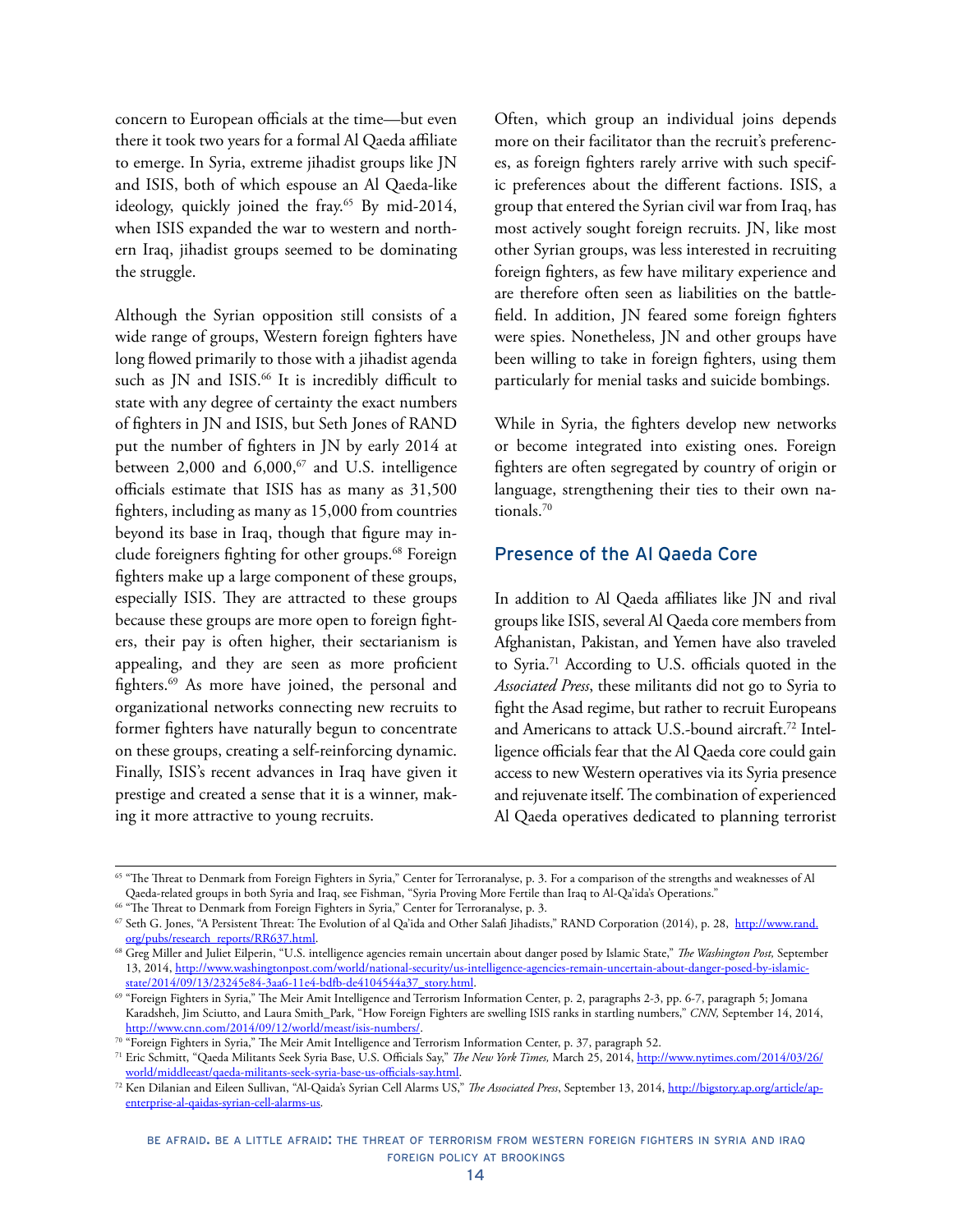concern to European officials at the time—but even there it took two years for a formal Al Qaeda affiliate to emerge. In Syria, extreme jihadist groups like JN and ISIS, both of which espouse an Al Qaeda-like ideology, quickly joined the fray.[65] By mid-2014, when ISIS expanded the war to western and northern Iraq, jihadist groups seemed to be dominating the struggle.

Although the Syrian opposition still consists of a wide range of groups, Western foreign fighters have long flowed primarily to those with a jihadist agenda such as JN and ISIS.[66] It is incredibly difficult to state with any degree of certainty the exact numbers of fighters in JN and ISIS, but Seth Jones of RAND put the number of fighters in JN by early 2014 at between 2,000 and 6,000,[67] and U.S. intelligence officials estimate that ISIS has as many as 31,500 fighters, including as many as 15,000 from countries beyond its base in Iraq, though that figure may include foreigners fighting for other groups.[68] Foreign fighters make up a large component of these groups, especially ISIS. They are attracted to these groups because these groups are more open to foreign fighters, their pay is often higher, their sectarianism is appealing, and they are seen as more proficient fighters.[69] As more have joined, the personal and organizational networks connecting new recruits to former fighters have naturally begun to concentrate on these groups, creating a self-reinforcing dynamic. Finally, ISIS's recent advances in Iraq have given it prestige and created a sense that it is a winner, making it more attractive to young recruits.

Often, which group an individual joins depends more on their facilitator than the recruit's preferences, as foreign fighters rarely arrive with such specific preferences about the different factions. ISIS, a group that entered the Syrian civil war from Iraq, has most actively sought foreign recruits. JN, like most other Syrian groups, was less interested in recruiting foreign fighters, as few have military experience and are therefore often seen as liabilities on the battlefield. In addition, JN feared some foreign fighters were spies. Nonetheless, JN and other groups have been willing to take in foreign fighters, using them particularly for menial tasks and suicide bombings.

While in Syria, the fighters develop new networks or become integrated into existing ones. Foreign fighters are often segregated by country of origin or language, strengthening their ties to their own nationals.[70]

## Presence of the Al Qaeda Core

In addition to Al Qaeda affiliates like JN and rival groups like ISIS, several Al Qaeda core members from Afghanistan, Pakistan, and Yemen have also traveled to Syria.[71] According to U.S. officials quoted in the *Associated Press*, these militants did not go to Syria to fight the Asad regime, but rather to recruit Europeans and Americans to attack U.S.-bound aircraft.[72] Intelligence officials fear that the Al Qaeda core could gain access to new Western operatives via its Syria presence and rejuvenate itself. The combination of experienced Al Qaeda operatives dedicated to planning terrorist

---

[65] "The Threat to Denmark from Foreign Fighters in Syria," Center for Terroranalyse, p. 3. For a comparison of the strengths and weaknesses of Al Qaeda-related groups in both Syria and Iraq, see Fishman, "Syria Proving More Fertile than Iraq to Al-Qa'ida's Operations."

[66] "The Threat to Denmark from Foreign Fighters in Syria," Center for Terroranalyse, p. 3.

[67] Seth G. Jones, "A Persistent Threat: The Evolution of al Qa'ida and Other Salafi Jihadists," RAND Corporation (2014), p. 28, http://www.rand.org/pubs/research_reports/RR637.html.

[68] Greg Miller and Juliet Eilperin, "U.S. intelligence agencies remain uncertain about danger posed by Islamic State," *The Washington Post,* September 13, 2014, http://www.washingtonpost.com/world/national-security/us-intelligence-agencies-remain-uncertain-about-danger-posed-by-islamic-state/2014/09/13/23245e84-3aa6-11e4-bdfb-de4104544a37_story.html.

[69] "Foreign Fighters in Syria," The Meir Amit Intelligence and Terrorism Information Center, p. 2, paragraphs 2-3, pp. 6-7, paragraph 5; Jomana Karadsheh, Jim Sciutto, and Laura Smith_Park, "How Foreign Fighters are swelling ISIS ranks in startling numbers," *CNN,* September 14, 2014, http://www.cnn.com/2014/09/12/world/meast/isis-numbers/.

[70] "Foreign Fighters in Syria," The Meir Amit Intelligence and Terrorism Information Center, p. 37, paragraph 52.

[71] Eric Schmitt, "Qaeda Militants Seek Syria Base, U.S. Officials Say," *The New York Times,* March 25, 2014, http://www.nytimes.com/2014/03/26/world/middleeast/qaeda-militants-seek-syria-base-us-officials-say.html.

[72] Ken Dilanian and Eileen Sullivan, "Al-Qaida's Syrian Cell Alarms US," *The Associated Press*, September 13, 2014, http://bigstory.ap.org/article/ap-enterprise-al-qaidas-syrian-cell-alarms-us.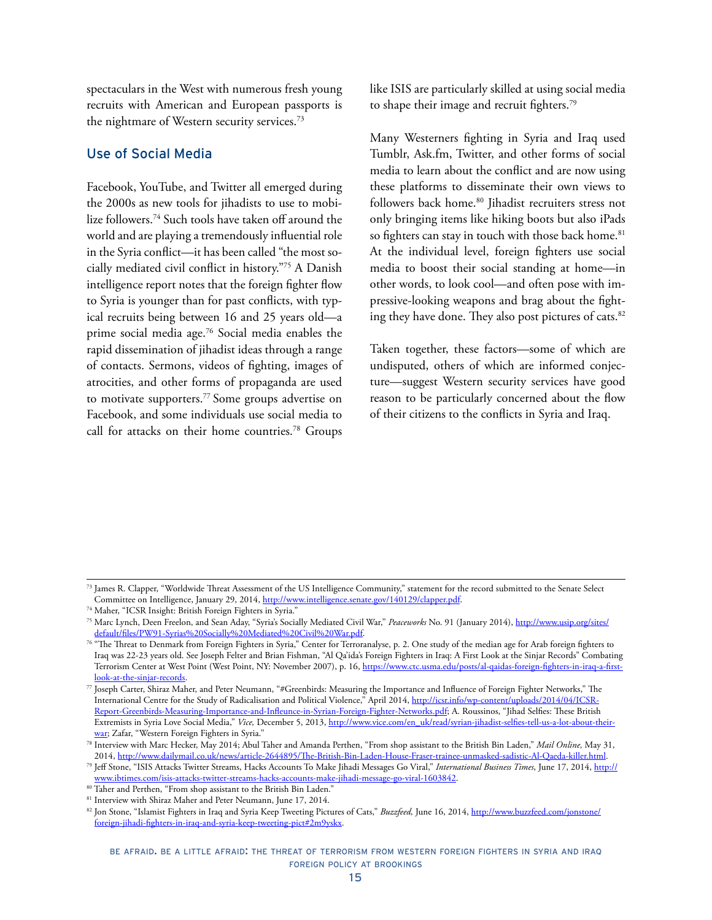spectaculars in the West with numerous fresh young recruits with American and European passports is the nightmare of Western security services.[73]

## Use of Social Media

Facebook, YouTube, and Twitter all emerged during the 2000s as new tools for jihadists to use to mobilize followers.[74] Such tools have taken off around the world and are playing a tremendously influential role in the Syria conflict—it has been called "the most socially mediated civil conflict in history."[75] A Danish intelligence report notes that the foreign fighter flow to Syria is younger than for past conflicts, with typical recruits being between 16 and 25 years old—a prime social media age.[76] Social media enables the rapid dissemination of jihadist ideas through a range of contacts. Sermons, videos of fighting, images of atrocities, and other forms of propaganda are used to motivate supporters.[77] Some groups advertise on Facebook, and some individuals use social media to call for attacks on their home countries.[78] Groups like ISIS are particularly skilled at using social media to shape their image and recruit fighters.[79]

Many Westerners fighting in Syria and Iraq used Tumblr, Ask.fm, Twitter, and other forms of social media to learn about the conflict and are now using these platforms to disseminate their own views to followers back home.[80] Jihadist recruiters stress not only bringing items like hiking boots but also iPads so fighters can stay in touch with those back home.[81] At the individual level, foreign fighters use social media to boost their social standing at home—in other words, to look cool—and often pose with impressive-looking weapons and brag about the fighting they have done. They also post pictures of cats.[82]

Taken together, these factors—some of which are undisputed, others of which are informed conjecture—suggest Western security services have good reason to be particularly concerned about the flow of their citizens to the conflicts in Syria and Iraq.

---

[73] James R. Clapper, "Worldwide Threat Assessment of the US Intelligence Community," statement for the record submitted to the Senate Select Committee on Intelligence, January 29, 2014, http://www.intelligence.senate.gov/140129/clapper.pdf.

[74] Maher, "ICSR Insight: British Foreign Fighters in Syria."

[75] Marc Lynch, Deen Freelon, and Sean Aday, "Syria's Socially Mediated Civil War," *Peaceworks* No. 91 (January 2014), http://www.usip.org/sites/default/files/PW91-Syrias%20Socially%20Mediated%20Civil%20War.pdf.

[76] "The Threat to Denmark from Foreign Fighters in Syria," Center for Terroranalyse, p. 2. One study of the median age for Arab foreign fighters to Iraq was 22-23 years old. See Joseph Felter and Brian Fishman, "Al Qa'ida's Foreign Fighters in Iraq: A First Look at the Sinjar Records" Combating Terrorism Center at West Point (West Point, NY: November 2007), p. 16, https://www.ctc.usma.edu/posts/al-qaidas-foreign-fighters-in-iraq-a-first-look-at-the-sinjar-records.

[77] Joseph Carter, Shiraz Maher, and Peter Neumann, "#Greenbirds: Measuring the Importance and Influence of Foreign Fighter Networks," The International Centre for the Study of Radicalisation and Political Violence," April 2014, http://icsr.info/wp-content/uploads/2014/04/ICSR-Report-Greenbirds-Measuring-Importance-and-Infleunce-in-Syrian-Foreign-Fighter-Networks.pdf; A. Roussinos, "Jihad Selfies: These British Extremists in Syria Love Social Media," *Vice,* December 5, 2013, http://www.vice.com/en_uk/read/syrian-jihadist-selfies-tell-us-a-lot-about-their-war; Zafar, "Western Foreign Fighters in Syria."

[78] Interview with Marc Hecker, May 2014; Abul Taher and Amanda Perthen, "From shop assistant to the British Bin Laden," *Mail Online,* May 31, 2014, http://www.dailymail.co.uk/news/article-2644895/The-British-Bin-Laden-House-Fraser-trainee-unmasked-sadistic-Al-Qaeda-killer.html.

[79] Jeff Stone, "ISIS Attacks Twitter Streams, Hacks Accounts To Make Jihadi Messages Go Viral," *International Business Times*, June 17, 2014, http://www.ibtimes.com/isis-attacks-twitter-streams-hacks-accounts-make-jihadi-message-go-viral-1603842.

[80] Taher and Perthen, "From shop assistant to the British Bin Laden."

[81] Interview with Shiraz Maher and Peter Neumann, June 17, 2014.

[82] Jon Stone, "Islamist Fighters in Iraq and Syria Keep Tweeting Pictures of Cats," *Buzzfeed,* June 16, 2014, http://www.buzzfeed.com/jonstone/foreign-jihadi-fighters-in-iraq-and-syria-keep-tweeting-pict#2m9yskx.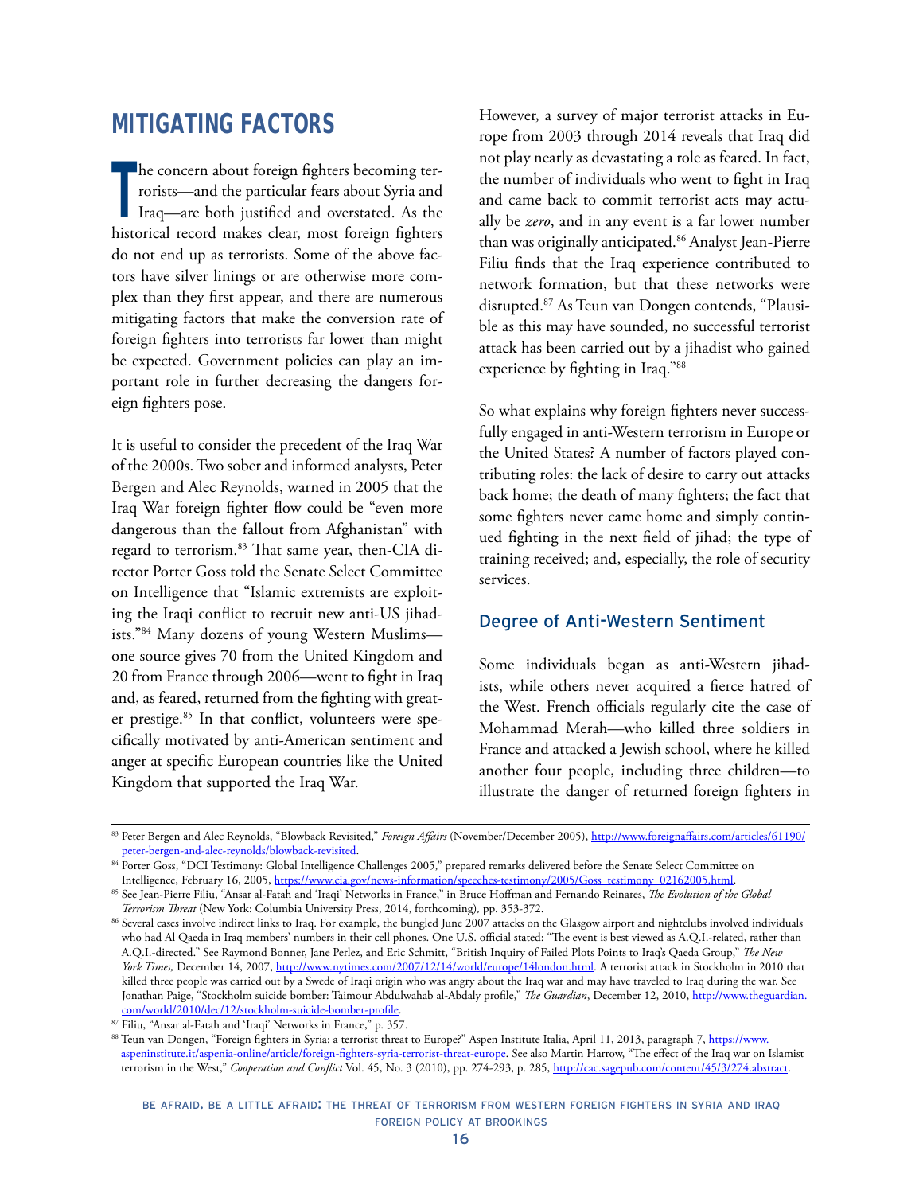## MITIGATING FACTORS

The concern about foreign fighters becoming terrorists—and the particular fears about Syria and Iraq—are both justified and overstated. As the historical record makes clear, most foreign fighters do not end up as terrorists. Some of the above factors have silver linings or are otherwise more complex than they first appear, and there are numerous mitigating factors that make the conversion rate of foreign fighters into terrorists far lower than might be expected. Government policies can play an important role in further decreasing the dangers foreign fighters pose.

It is useful to consider the precedent of the Iraq War of the 2000s. Two sober and informed analysts, Peter Bergen and Alec Reynolds, warned in 2005 that the Iraq War foreign fighter flow could be "even more dangerous than the fallout from Afghanistan" with regard to terrorism.[83] That same year, then-CIA director Porter Goss told the Senate Select Committee on Intelligence that "Islamic extremists are exploiting the Iraqi conflict to recruit new anti-US jihadists."[84] Many dozens of young Western Muslims—one source gives 70 from the United Kingdom and 20 from France through 2006—went to fight in Iraq and, as feared, returned from the fighting with greater prestige.[85] In that conflict, volunteers were specifically motivated by anti-American sentiment and anger at specific European countries like the United Kingdom that supported the Iraq War.

However, a survey of major terrorist attacks in Europe from 2003 through 2014 reveals that Iraq did not play nearly as devastating a role as feared. In fact, the number of individuals who went to fight in Iraq and came back to commit terrorist acts may actually be *zero*, and in any event is a far lower number than was originally anticipated.[86] Analyst Jean-Pierre Filiu finds that the Iraq experience contributed to network formation, but that these networks were disrupted.[87] As Teun van Dongen contends, "Plausible as this may have sounded, no successful terrorist attack has been carried out by a jihadist who gained experience by fighting in Iraq."[88]

So what explains why foreign fighters never successfully engaged in anti-Western terrorism in Europe or the United States? A number of factors played contributing roles: the lack of desire to carry out attacks back home; the death of many fighters; the fact that some fighters never came home and simply continued fighting in the next field of jihad; the type of training received; and, especially, the role of security services.

### Degree of Anti-Western Sentiment

Some individuals began as anti-Western jihadists, while others never acquired a fierce hatred of the West. French officials regularly cite the case of Mohammad Merah—who killed three soldiers in France and attacked a Jewish school, where he killed another four people, including three children—to illustrate the danger of returned foreign fighters in

---

[83] Peter Bergen and Alec Reynolds, "Blowback Revisited," *Foreign Affairs* (November/December 2005), http://www.foreignaffairs.com/articles/61190/peter-bergen-and-alec-reynolds/blowback-revisited.

[84] Porter Goss, "DCI Testimony: Global Intelligence Challenges 2005," prepared remarks delivered before the Senate Select Committee on Intelligence, February 16, 2005, https://www.cia.gov/news-information/speeches-testimony/2005/Goss_testimony_02162005.html.

[85] See Jean-Pierre Filiu, "Ansar al-Fatah and 'Iraqi' Networks in France," in Bruce Hoffman and Fernando Reinares, *The Evolution of the Global Terrorism Threat* (New York: Columbia University Press, 2014, forthcoming), pp. 353-372.

[86] Several cases involve indirect links to Iraq. For example, the bungled June 2007 attacks on the Glasgow airport and nightclubs involved individuals who had Al Qaeda in Iraq members' numbers in their cell phones. One U.S. official stated: "The event is best viewed as A.Q.I.-related, rather than A.Q.I.-directed." See Raymond Bonner, Jane Perlez, and Eric Schmitt, "British Inquiry of Failed Plots Points to Iraq's Qaeda Group," *The New York Times*, December 14, 2007, http://www.nytimes.com/2007/12/14/world/europe/14london.html. A terrorist attack in Stockholm in 2010 that killed three people was carried out by a Swede of Iraqi origin who was angry about the Iraq war and may have traveled to Iraq during the war. See Jonathan Paige, "Stockholm suicide bomber: Taimour Abdulwahab al-Abdaly profile," *The Guardian*, December 12, 2010, http://www.theguardian.com/world/2010/dec/12/stockholm-suicide-bomber-profile.

[87] Filiu, "Ansar al-Fatah and 'Iraqi' Networks in France," p. 357.

[88] Teun van Dongen, "Foreign fighters in Syria: a terrorist threat to Europe?" Aspen Institute Italia, April 11, 2013, paragraph 7, https://www.aspeninstitute.it/aspenia-online/article/foreign-fighters-syria-terrorist-threat-europe. See also Martin Harrow, "The effect of the Iraq war on Islamist terrorism in the West," *Cooperation and Conflict* Vol. 45, No. 3 (2010), pp. 274-293, p. 285, http://cac.sagepub.com/content/45/3/274.abstract.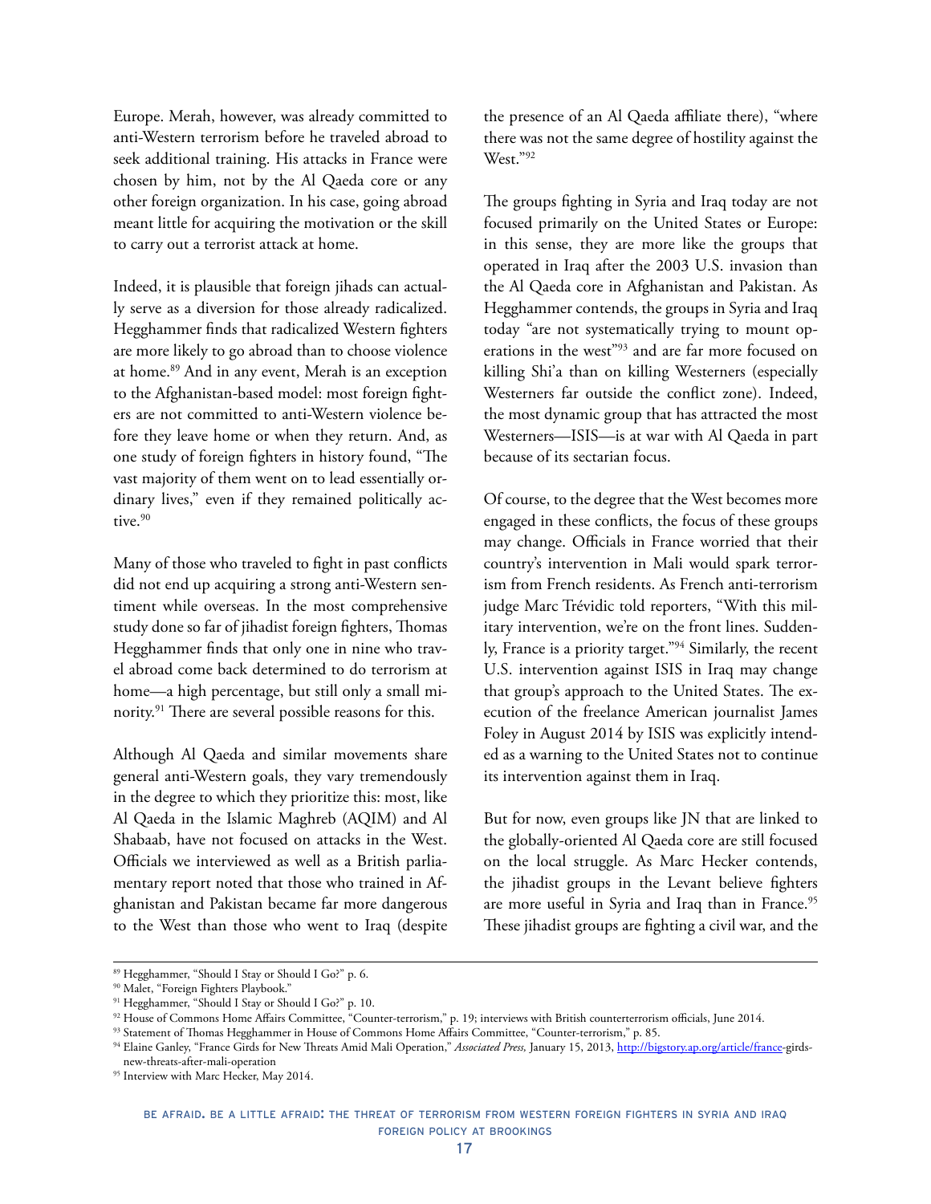Europe. Merah, however, was already committed to anti-Western terrorism before he traveled abroad to seek additional training. His attacks in France were chosen by him, not by the Al Qaeda core or any other foreign organization. In his case, going abroad meant little for acquiring the motivation or the skill to carry out a terrorist attack at home.

Indeed, it is plausible that foreign jihads can actually serve as a diversion for those already radicalized. Hegghammer finds that radicalized Western fighters are more likely to go abroad than to choose violence at home.[89] And in any event, Merah is an exception to the Afghanistan-based model: most foreign fighters are not committed to anti-Western violence before they leave home or when they return. And, as one study of foreign fighters in history found, "The vast majority of them went on to lead essentially ordinary lives," even if they remained politically active.[90]

Many of those who traveled to fight in past conflicts did not end up acquiring a strong anti-Western sentiment while overseas. In the most comprehensive study done so far of jihadist foreign fighters, Thomas Hegghammer finds that only one in nine who travel abroad come back determined to do terrorism at home—a high percentage, but still only a small minority.[91] There are several possible reasons for this.

Although Al Qaeda and similar movements share general anti-Western goals, they vary tremendously in the degree to which they prioritize this: most, like Al Qaeda in the Islamic Maghreb (AQIM) and Al Shabaab, have not focused on attacks in the West. Officials we interviewed as well as a British parliamentary report noted that those who trained in Afghanistan and Pakistan became far more dangerous to the West than those who went to Iraq (despite the presence of an Al Qaeda affiliate there), "where there was not the same degree of hostility against the West."[92]

The groups fighting in Syria and Iraq today are not focused primarily on the United States or Europe: in this sense, they are more like the groups that operated in Iraq after the 2003 U.S. invasion than the Al Qaeda core in Afghanistan and Pakistan. As Hegghammer contends, the groups in Syria and Iraq today "are not systematically trying to mount operations in the west"[93] and are far more focused on killing Shi'a than on killing Westerners (especially Westerners far outside the conflict zone). Indeed, the most dynamic group that has attracted the most Westerners—ISIS—is at war with Al Qaeda in part because of its sectarian focus.

Of course, to the degree that the West becomes more engaged in these conflicts, the focus of these groups may change. Officials in France worried that their country's intervention in Mali would spark terrorism from French residents. As French anti-terrorism judge Marc Trévidic told reporters, "With this military intervention, we're on the front lines. Suddenly, France is a priority target."[94] Similarly, the recent U.S. intervention against ISIS in Iraq may change that group's approach to the United States. The execution of the freelance American journalist James Foley in August 2014 by ISIS was explicitly intended as a warning to the United States not to continue its intervention against them in Iraq.

But for now, even groups like JN that are linked to the globally-oriented Al Qaeda core are still focused on the local struggle. As Marc Hecker contends, the jihadist groups in the Levant believe fighters are more useful in Syria and Iraq than in France.[95] These jihadist groups are fighting a civil war, and the

---

[89] Hegghammer, "Should I Stay or Should I Go?" p. 6.

[90] Malet, "Foreign Fighters Playbook."

[91] Hegghammer, "Should I Stay or Should I Go?" p. 10.

[92] House of Commons Home Affairs Committee, "Counter-terrorism," p. 19; interviews with British counterterrorism officials, June 2014.

[93] Statement of Thomas Hegghammer in House of Commons Home Affairs Committee, "Counter-terrorism," p. 85.

[94] Elaine Ganley, "France Girds for New Threats Amid Mali Operation," *Associated Press,* January 15, 2013, http://bigstory.ap.org/article/france-girds-new-threats-after-mali-operation

[95] Interview with Marc Hecker, May 2014.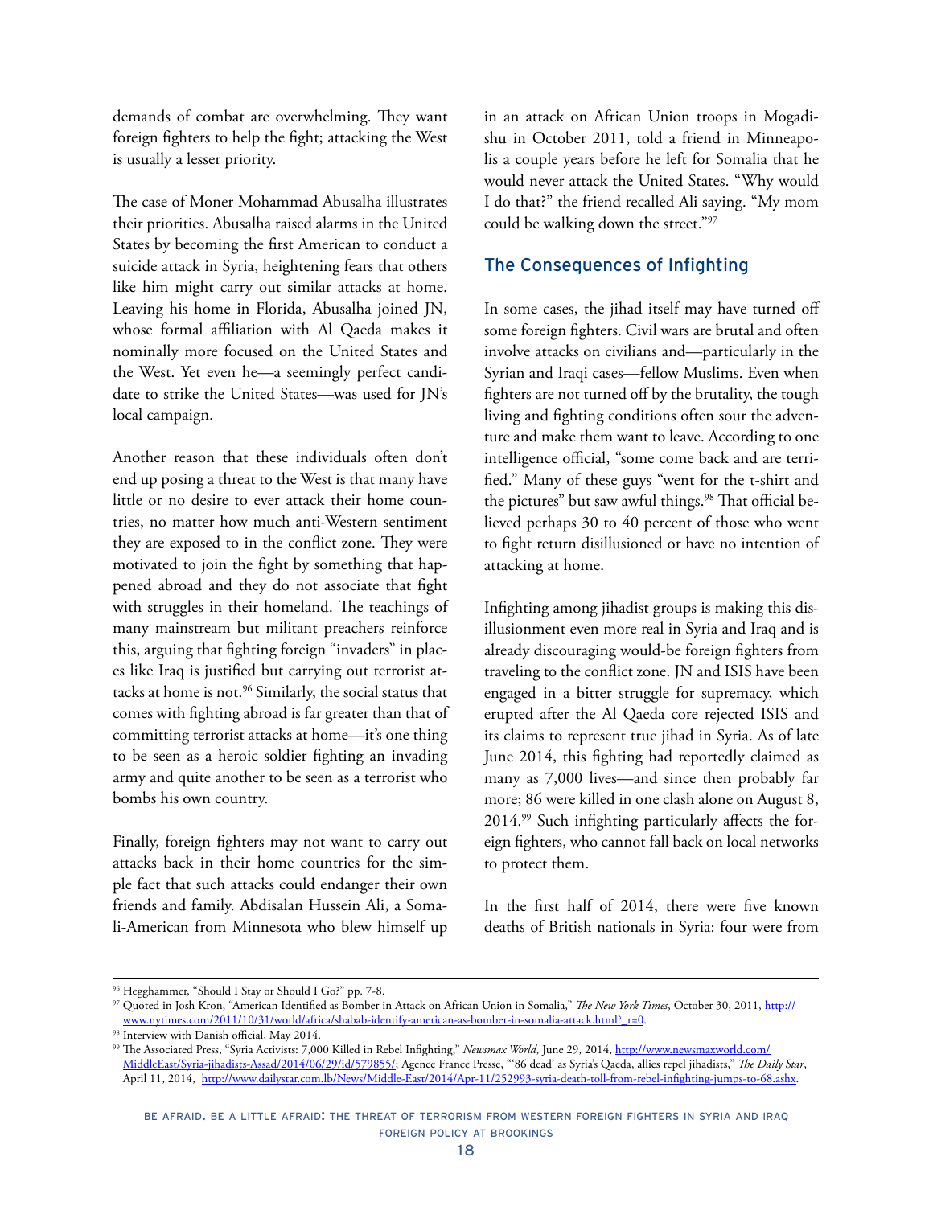demands of combat are overwhelming. They want foreign fighters to help the fight; attacking the West is usually a lesser priority.

The case of Moner Mohammad Abusalha illustrates their priorities. Abusalha raised alarms in the United States by becoming the first American to conduct a suicide attack in Syria, heightening fears that others like him might carry out similar attacks at home. Leaving his home in Florida, Abusalha joined JN, whose formal affiliation with Al Qaeda makes it nominally more focused on the United States and the West. Yet even he—a seemingly perfect candidate to strike the United States—was used for JN's local campaign.

Another reason that these individuals often don't end up posing a threat to the West is that many have little or no desire to ever attack their home countries, no matter how much anti-Western sentiment they are exposed to in the conflict zone. They were motivated to join the fight by something that happened abroad and they do not associate that fight with struggles in their homeland. The teachings of many mainstream but militant preachers reinforce this, arguing that fighting foreign "invaders" in places like Iraq is justified but carrying out terrorist attacks at home is not.[96] Similarly, the social status that comes with fighting abroad is far greater than that of committing terrorist attacks at home—it's one thing to be seen as a heroic soldier fighting an invading army and quite another to be seen as a terrorist who bombs his own country.

Finally, foreign fighters may not want to carry out attacks back in their home countries for the simple fact that such attacks could endanger their own friends and family. Abdisalan Hussein Ali, a Somali-American from Minnesota who blew himself up in an attack on African Union troops in Mogadishu in October 2011, told a friend in Minneapolis a couple years before he left for Somalia that he would never attack the United States. "Why would I do that?" the friend recalled Ali saying. "My mom could be walking down the street."[97]

## The Consequences of Infighting

In some cases, the jihad itself may have turned off some foreign fighters. Civil wars are brutal and often involve attacks on civilians and—particularly in the Syrian and Iraqi cases—fellow Muslims. Even when fighters are not turned off by the brutality, the tough living and fighting conditions often sour the adventure and make them want to leave. According to one intelligence official, "some come back and are terrified." Many of these guys "went for the t-shirt and the pictures" but saw awful things.[98] That official believed perhaps 30 to 40 percent of those who went to fight return disillusioned or have no intention of attacking at home.

Infighting among jihadist groups is making this disillusionment even more real in Syria and Iraq and is already discouraging would-be foreign fighters from traveling to the conflict zone. JN and ISIS have been engaged in a bitter struggle for supremacy, which erupted after the Al Qaeda core rejected ISIS and its claims to represent true jihad in Syria. As of late June 2014, this fighting had reportedly claimed as many as 7,000 lives—and since then probably far more; 86 were killed in one clash alone on August 8, 2014.[99] Such infighting particularly affects the foreign fighters, who cannot fall back on local networks to protect them.

In the first half of 2014, there were five known deaths of British nationals in Syria: four were from

---

[96] Hegghammer, "Should I Stay or Should I Go?" pp. 7-8.

[97] Quoted in Josh Kron, "American Identified as Bomber in Attack on African Union in Somalia," *The New York Times*, October 30, 2011, http://www.nytimes.com/2011/10/31/world/africa/shabab-identify-american-as-bomber-in-somalia-attack.html?_r=0.

[98] Interview with Danish official, May 2014.

[99] The Associated Press, "Syria Activists: 7,000 Killed in Rebel Infighting," *Newsmax World*, June 29, 2014, http://www.newsmaxworld.com/MiddleEast/Syria-jihadists-Assad/2014/06/29/id/579855/; Agence France Presse, "'86 dead' as Syria's Qaeda, allies repel jihadists," *The Daily Star*, April 11, 2014, http://www.dailystar.com.lb/News/Middle-East/2014/Apr-11/252993-syria-death-toll-from-rebel-infighting-jumps-to-68.ashx.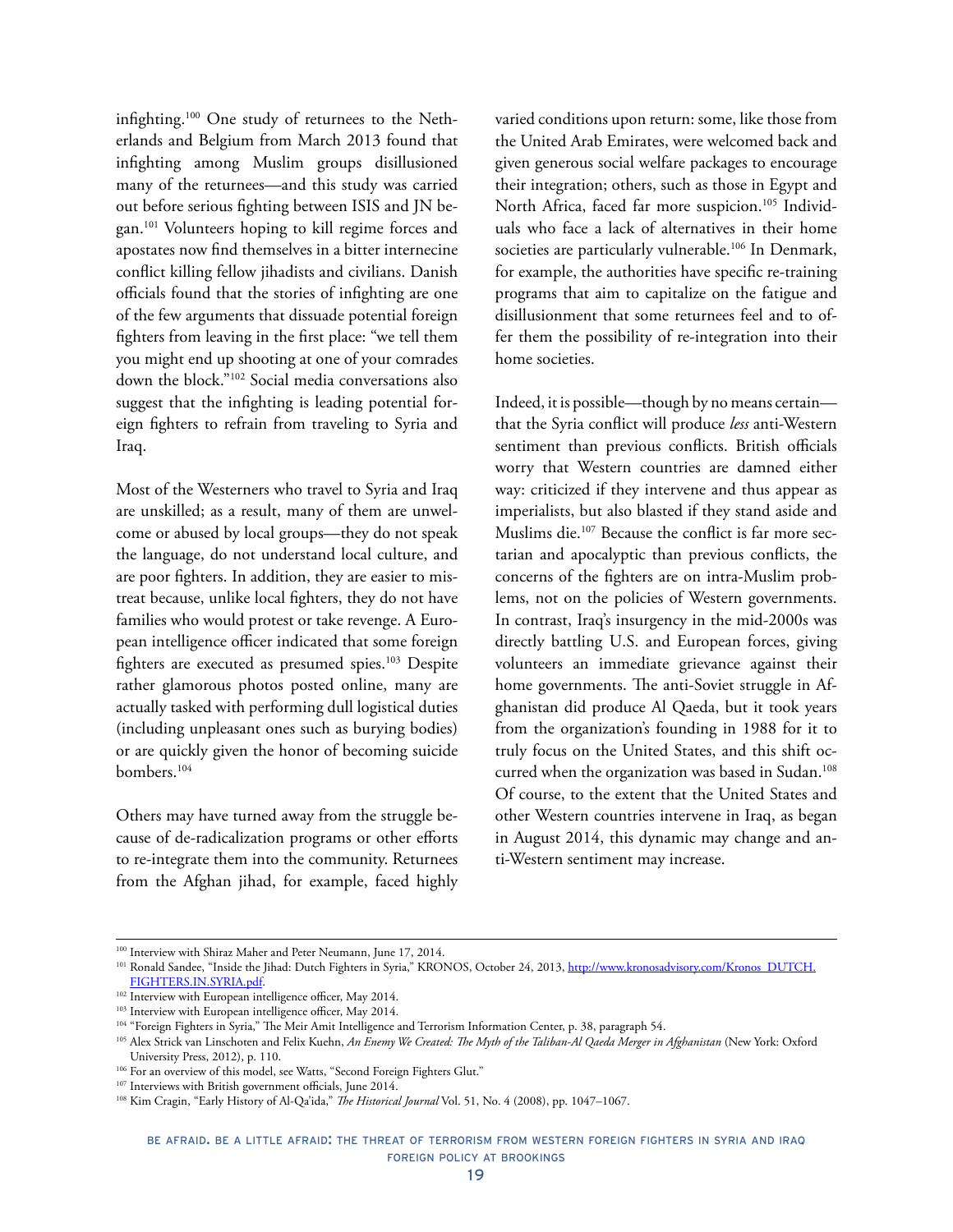infighting.[100] One study of returnees to the Netherlands and Belgium from March 2013 found that infighting among Muslim groups disillusioned many of the returnees—and this study was carried out before serious fighting between ISIS and JN began.[101] Volunteers hoping to kill regime forces and apostates now find themselves in a bitter internecine conflict killing fellow jihadists and civilians. Danish officials found that the stories of infighting are one of the few arguments that dissuade potential foreign fighters from leaving in the first place: "we tell them you might end up shooting at one of your comrades down the block."[102] Social media conversations also suggest that the infighting is leading potential foreign fighters to refrain from traveling to Syria and Iraq.

Most of the Westerners who travel to Syria and Iraq are unskilled; as a result, many of them are unwelcome or abused by local groups—they do not speak the language, do not understand local culture, and are poor fighters. In addition, they are easier to mistreat because, unlike local fighters, they do not have families who would protest or take revenge. A European intelligence officer indicated that some foreign fighters are executed as presumed spies.[103] Despite rather glamorous photos posted online, many are actually tasked with performing dull logistical duties (including unpleasant ones such as burying bodies) or are quickly given the honor of becoming suicide bombers.[104]

Others may have turned away from the struggle because of de-radicalization programs or other efforts to re-integrate them into the community. Returnees from the Afghan jihad, for example, faced highly varied conditions upon return: some, like those from the United Arab Emirates, were welcomed back and given generous social welfare packages to encourage their integration; others, such as those in Egypt and North Africa, faced far more suspicion.[105] Individuals who face a lack of alternatives in their home societies are particularly vulnerable.[106] In Denmark, for example, the authorities have specific re-training programs that aim to capitalize on the fatigue and disillusionment that some returnees feel and to offer them the possibility of re-integration into their home societies.

Indeed, it is possible—though by no means certain—that the Syria conflict will produce *less* anti-Western sentiment than previous conflicts. British officials worry that Western countries are damned either way: criticized if they intervene and thus appear as imperialists, but also blasted if they stand aside and Muslims die.[107] Because the conflict is far more sectarian and apocalyptic than previous conflicts, the concerns of the fighters are on intra-Muslim problems, not on the policies of Western governments. In contrast, Iraq's insurgency in the mid-2000s was directly battling U.S. and European forces, giving volunteers an immediate grievance against their home governments. The anti-Soviet struggle in Afghanistan did produce Al Qaeda, but it took years from the organization's founding in 1988 for it to truly focus on the United States, and this shift occurred when the organization was based in Sudan.[108] Of course, to the extent that the United States and other Western countries intervene in Iraq, as began in August 2014, this dynamic may change and anti-Western sentiment may increase.

---

[100] Interview with Shiraz Maher and Peter Neumann, June 17, 2014.

[101] Ronald Sandee, "Inside the Jihad: Dutch Fighters in Syria," KRONOS, October 24, 2013, http://www.kronosadvisory.com/Kronos_DUTCH.FIGHTERS.IN.SYRIA.pdf.

[102] Interview with European intelligence officer, May 2014.

[103] Interview with European intelligence officer, May 2014.

[104] "Foreign Fighters in Syria," The Meir Amit Intelligence and Terrorism Information Center, p. 38, paragraph 54.

[105] Alex Strick van Linschoten and Felix Kuehn, *An Enemy We Created: The Myth of the Taliban-Al Qaeda Merger in Afghanistan* (New York: Oxford University Press, 2012), p. 110.

[106] For an overview of this model, see Watts, "Second Foreign Fighters Glut."

[107] Interviews with British government officials, June 2014.

[108] Kim Cragin, "Early History of Al-Qa'ida," *The Historical Journal* Vol. 51, No. 4 (2008), pp. 1047–1067.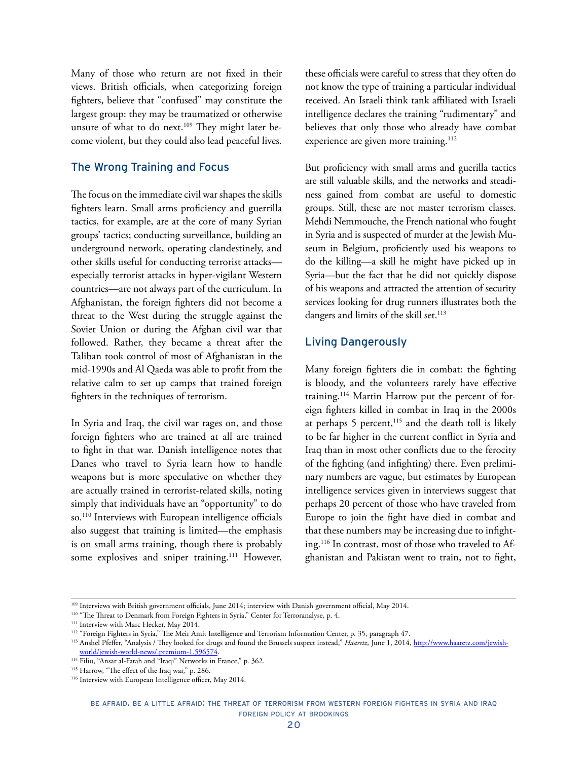Many of those who return are not fixed in their views. British officials, when categorizing foreign fighters, believe that "confused" may constitute the largest group: they may be traumatized or otherwise unsure of what to do next.[109] They might later become violent, but they could also lead peaceful lives.

## The Wrong Training and Focus

The focus on the immediate civil war shapes the skills fighters learn. Small arms proficiency and guerrilla tactics, for example, are at the core of many Syrian groups' tactics; conducting surveillance, building an underground network, operating clandestinely, and other skills useful for conducting terrorist attacks—especially terrorist attacks in hyper-vigilant Western countries—are not always part of the curriculum. In Afghanistan, the foreign fighters did not become a threat to the West during the struggle against the Soviet Union or during the Afghan civil war that followed. Rather, they became a threat after the Taliban took control of most of Afghanistan in the mid-1990s and Al Qaeda was able to profit from the relative calm to set up camps that trained foreign fighters in the techniques of terrorism.

In Syria and Iraq, the civil war rages on, and those foreign fighters who are trained at all are trained to fight in that war. Danish intelligence notes that Danes who travel to Syria learn how to handle weapons but is more speculative on whether they are actually trained in terrorist-related skills, noting simply that individuals have an "opportunity" to do so.[110] Interviews with European intelligence officials also suggest that training is limited—the emphasis is on small arms training, though there is probably some explosives and sniper training.[111] However, these officials were careful to stress that they often do not know the type of training a particular individual received. An Israeli think tank affiliated with Israeli intelligence declares the training "rudimentary" and believes that only those who already have combat experience are given more training.[112]

But proficiency with small arms and guerilla tactics are still valuable skills, and the networks and steadiness gained from combat are useful to domestic groups. Still, these are not master terrorism classes. Mehdi Nemmouche, the French national who fought in Syria and is suspected of murder at the Jewish Museum in Belgium, proficiently used his weapons to do the killing—a skill he might have picked up in Syria—but the fact that he did not quickly dispose of his weapons and attracted the attention of security services looking for drug runners illustrates both the dangers and limits of the skill set.[113]

## Living Dangerously

Many foreign fighters die in combat: the fighting is bloody, and the volunteers rarely have effective training.[114] Martin Harrow put the percent of foreign fighters killed in combat in Iraq in the 2000s at perhaps 5 percent,[115] and the death toll is likely to be far higher in the current conflict in Syria and Iraq than in most other conflicts due to the ferocity of the fighting (and infighting) there. Even preliminary numbers are vague, but estimates by European intelligence services given in interviews suggest that perhaps 20 percent of those who have traveled from Europe to join the fight have died in combat and that these numbers may be increasing due to infighting.[116] In contrast, most of those who traveled to Afghanistan and Pakistan went to train, not to fight,

---

[109] Interviews with British government officials, June 2014; interview with Danish government official, May 2014.

[110] "The Threat to Denmark from Foreign Fighters in Syria," Center for Terroranalyse, p. 4.

[111] Interview with Marc Hecker, May 2014.

[112] "Foreign Fighters in Syria," The Meir Amit Intelligence and Terrorism Information Center, p. 35, paragraph 47.

[113] Anshel Pfeffer, "Analysis / They looked for drugs and found the Brussels suspect instead," *Haaretz*, June 1, 2014, http://www.haaretz.com/jewish-world/jewish-world-news/.premium-1.596574.

[114] Filiu, "Ansar al-Fatah and "Iraqi" Networks in France," p. 362.

[115] Harrow, "The effect of the Iraq war," p. 286.

[116] Interview with European Intelligence officer, May 2014.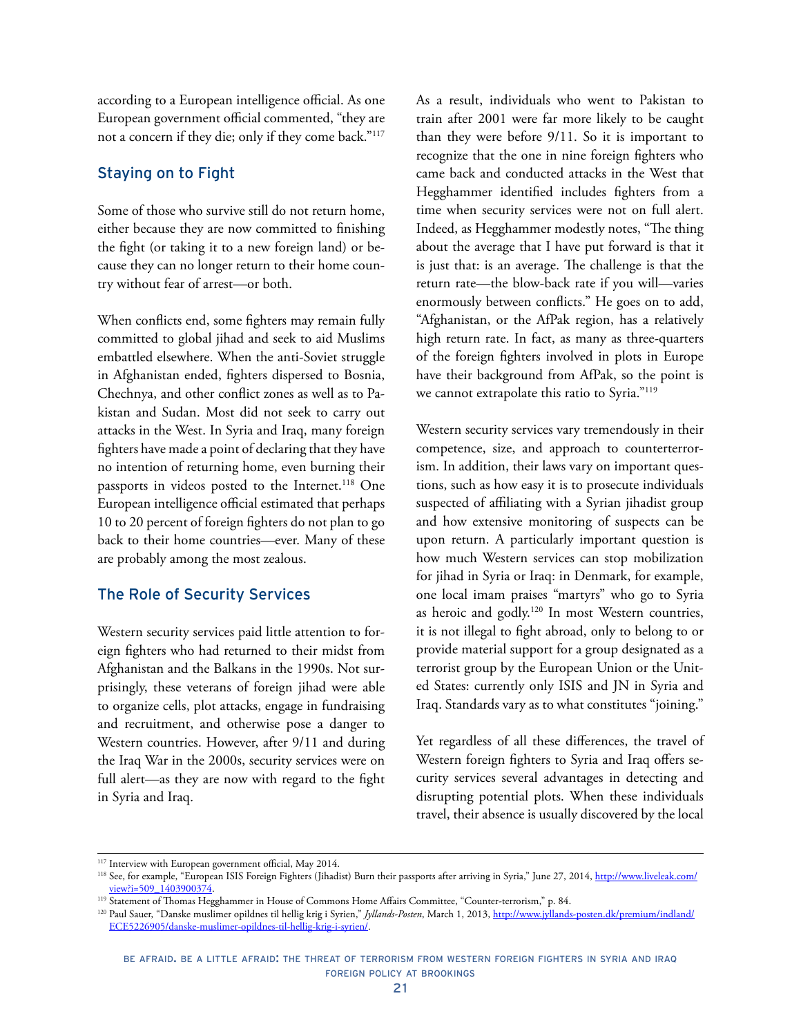according to a European intelligence official. As one European government official commented, "they are not a concern if they die; only if they come back."[117]

## Staying on to Fight

Some of those who survive still do not return home, either because they are now committed to finishing the fight (or taking it to a new foreign land) or because they can no longer return to their home country without fear of arrest—or both.

When conflicts end, some fighters may remain fully committed to global jihad and seek to aid Muslims embattled elsewhere. When the anti-Soviet struggle in Afghanistan ended, fighters dispersed to Bosnia, Chechnya, and other conflict zones as well as to Pakistan and Sudan. Most did not seek to carry out attacks in the West. In Syria and Iraq, many foreign fighters have made a point of declaring that they have no intention of returning home, even burning their passports in videos posted to the Internet.[118] One European intelligence official estimated that perhaps 10 to 20 percent of foreign fighters do not plan to go back to their home countries—ever. Many of these are probably among the most zealous.

## The Role of Security Services

Western security services paid little attention to foreign fighters who had returned to their midst from Afghanistan and the Balkans in the 1990s. Not surprisingly, these veterans of foreign jihad were able to organize cells, plot attacks, engage in fundraising and recruitment, and otherwise pose a danger to Western countries. However, after 9/11 and during the Iraq War in the 2000s, security services were on full alert—as they are now with regard to the fight in Syria and Iraq.

As a result, individuals who went to Pakistan to train after 2001 were far more likely to be caught than they were before 9/11. So it is important to recognize that the one in nine foreign fighters who came back and conducted attacks in the West that Hegghammer identified includes fighters from a time when security services were not on full alert. Indeed, as Hegghammer modestly notes, "The thing about the average that I have put forward is that it is just that: is an average. The challenge is that the return rate—the blow-back rate if you will—varies enormously between conflicts." He goes on to add, "Afghanistan, or the AfPak region, has a relatively high return rate. In fact, as many as three-quarters of the foreign fighters involved in plots in Europe have their background from AfPak, so the point is we cannot extrapolate this ratio to Syria."[119]

Western security services vary tremendously in their competence, size, and approach to counterterrorism. In addition, their laws vary on important questions, such as how easy it is to prosecute individuals suspected of affiliating with a Syrian jihadist group and how extensive monitoring of suspects can be upon return. A particularly important question is how much Western services can stop mobilization for jihad in Syria or Iraq: in Denmark, for example, one local imam praises "martyrs" who go to Syria as heroic and godly.[120] In most Western countries, it is not illegal to fight abroad, only to belong to or provide material support for a group designated as a terrorist group by the European Union or the United States: currently only ISIS and JN in Syria and Iraq. Standards vary as to what constitutes "joining."

Yet regardless of all these differences, the travel of Western foreign fighters to Syria and Iraq offers security services several advantages in detecting and disrupting potential plots. When these individuals travel, their absence is usually discovered by the local

---

[117] Interview with European government official, May 2014.

[118] See, for example, "European ISIS Foreign Fighters (Jihadist) Burn their passports after arriving in Syria," June 27, 2014, http://www.liveleak.com/view?i=509_1403900374.

[119] Statement of Thomas Hegghammer in House of Commons Home Affairs Committee, "Counter-terrorism," p. 84.

[120] Paul Sauer, "Danske muslimer opildnes til hellig krig i Syrien," *Jyllands-Posten*, March 1, 2013, http://www.jyllands-posten.dk/premium/indland/ECE5226905/danske-muslimer-opildnes-til-hellig-krig-i-syrien/.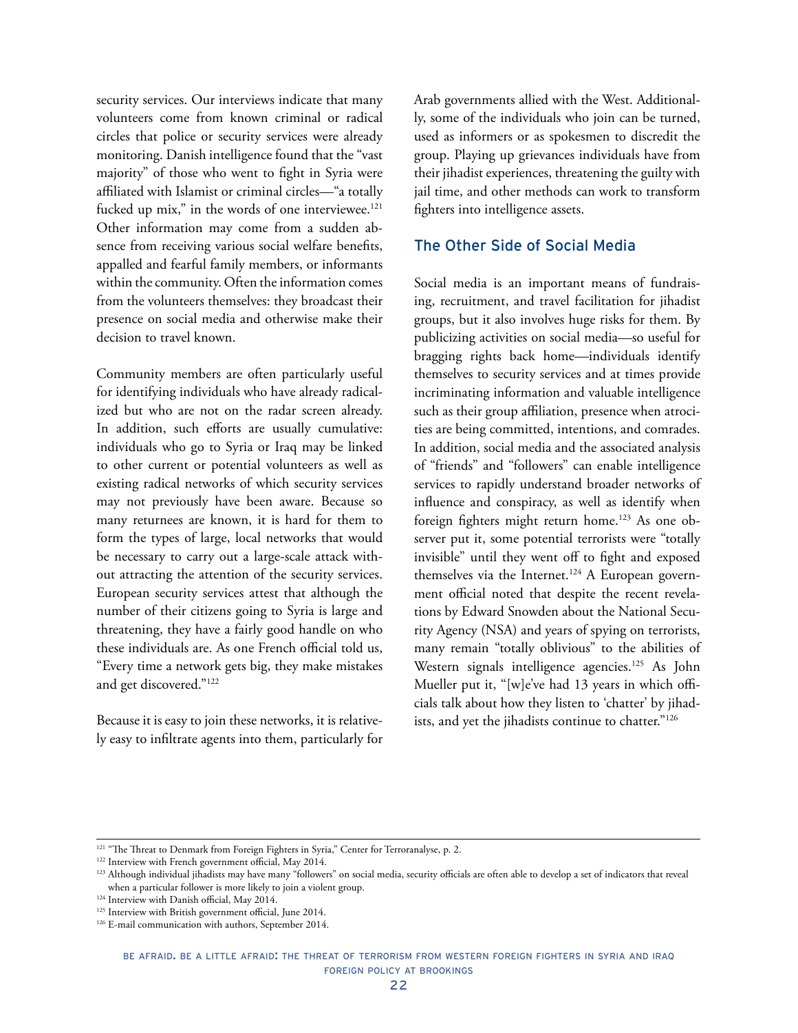security services. Our interviews indicate that many volunteers come from known criminal or radical circles that police or security services were already monitoring. Danish intelligence found that the "vast majority" of those who went to fight in Syria were affiliated with Islamist or criminal circles—"a totally fucked up mix," in the words of one interviewee.[121] Other information may come from a sudden absence from receiving various social welfare benefits, appalled and fearful family members, or informants within the community. Often the information comes from the volunteers themselves: they broadcast their presence on social media and otherwise make their decision to travel known.

Community members are often particularly useful for identifying individuals who have already radicalized but who are not on the radar screen already. In addition, such efforts are usually cumulative: individuals who go to Syria or Iraq may be linked to other current or potential volunteers as well as existing radical networks of which security services may not previously have been aware. Because so many returnees are known, it is hard for them to form the types of large, local networks that would be necessary to carry out a large-scale attack without attracting the attention of the security services. European security services attest that although the number of their citizens going to Syria is large and threatening, they have a fairly good handle on who these individuals are. As one French official told us, "Every time a network gets big, they make mistakes and get discovered."[122]

Because it is easy to join these networks, it is relatively easy to infiltrate agents into them, particularly for Arab governments allied with the West. Additionally, some of the individuals who join can be turned, used as informers or as spokesmen to discredit the group. Playing up grievances individuals have from their jihadist experiences, threatening the guilty with jail time, and other methods can work to transform fighters into intelligence assets.

## The Other Side of Social Media

Social media is an important means of fundraising, recruitment, and travel facilitation for jihadist groups, but it also involves huge risks for them. By publicizing activities on social media—so useful for bragging rights back home—individuals identify themselves to security services and at times provide incriminating information and valuable intelligence such as their group affiliation, presence when atrocities are being committed, intentions, and comrades. In addition, social media and the associated analysis of "friends" and "followers" can enable intelligence services to rapidly understand broader networks of influence and conspiracy, as well as identify when foreign fighters might return home.[123] As one observer put it, some potential terrorists were "totally invisible" until they went off to fight and exposed themselves via the Internet.[124] A European government official noted that despite the recent revelations by Edward Snowden about the National Security Agency (NSA) and years of spying on terrorists, many remain "totally oblivious" to the abilities of Western signals intelligence agencies.[125] As John Mueller put it, "[w]e've had 13 years in which officials talk about how they listen to 'chatter' by jihadists, and yet the jihadists continue to chatter."[126]

---

[121] "The Threat to Denmark from Foreign Fighters in Syria," Center for Terroranalyse, p. 2.

[122] Interview with French government official, May 2014.

[123] Although individual jihadists may have many "followers" on social media, security officials are often able to develop a set of indicators that reveal when a particular follower is more likely to join a violent group.

[124] Interview with Danish official, May 2014.

[125] Interview with British government official, June 2014.

[126] E-mail communication with authors, September 2014.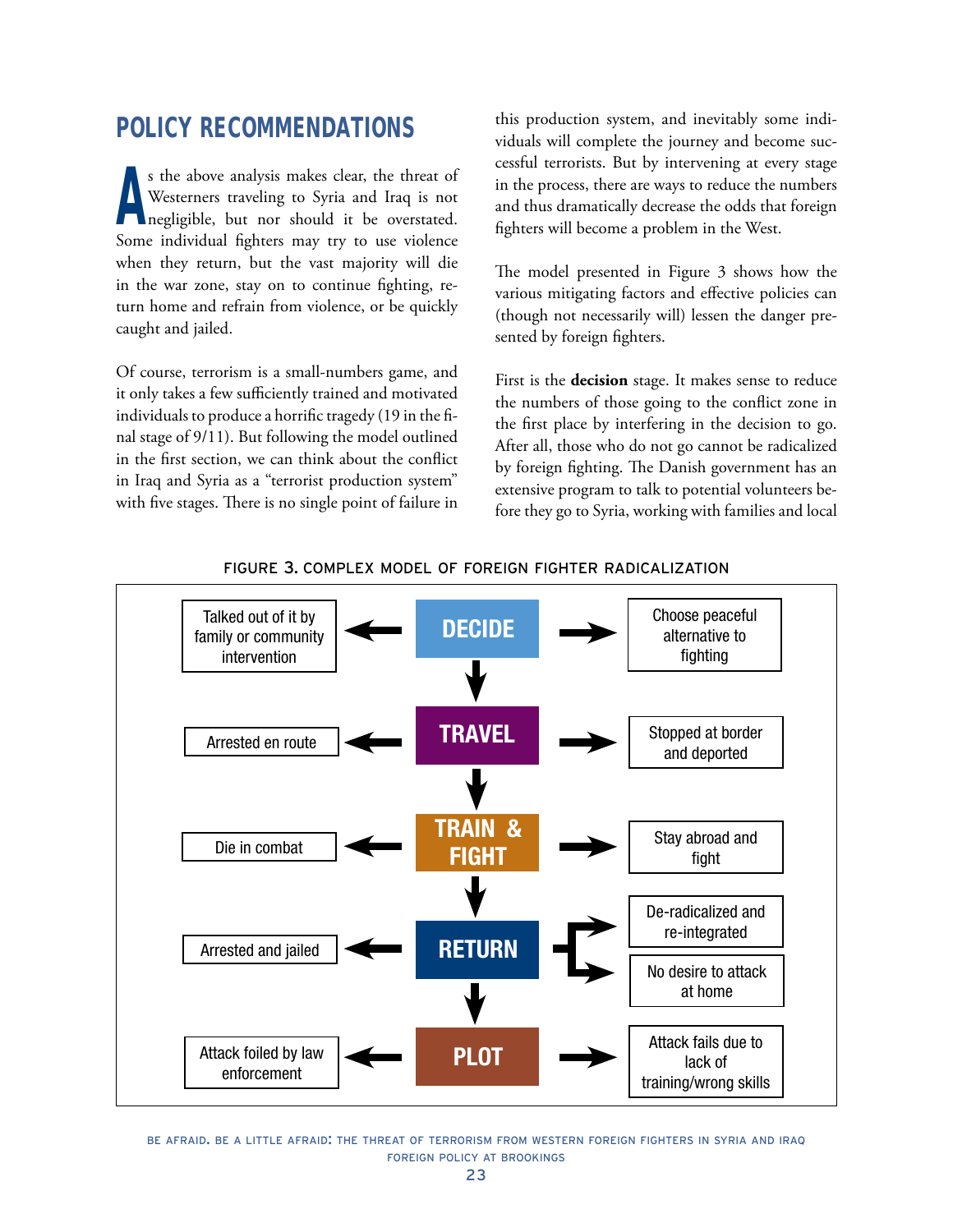## POLICY RECOMMENDATIONS

As the above analysis makes clear, the threat of Westerners traveling to Syria and Iraq is not negligible, but nor should it be overstated. Some individual fighters may try to use violence when they return, but the vast majority will die in the war zone, stay on to continue fighting, return home and refrain from violence, or be quickly caught and jailed.

Of course, terrorism is a small-numbers game, and it only takes a few sufficiently trained and motivated individuals to produce a horrific tragedy (19 in the final stage of 9/11). But following the model outlined in the first section, we can think about the conflict in Iraq and Syria as a "terrorist production system" with five stages. There is no single point of failure in this production system, and inevitably some individuals will complete the journey and become successful terrorists. But by intervening at every stage in the process, there are ways to reduce the numbers and thus dramatically decrease the odds that foreign fighters will become a problem in the West.

The model presented in Figure 3 shows how the various mitigating factors and effective policies can (though not necessarily will) lessen the danger presented by foreign fighters.

First is the **decision** stage. It makes sense to reduce the numbers of those going to the conflict zone in the first place by interfering in the decision to go. After all, those who do not go cannot be radicalized by foreign fighting. The Danish government has an extensive program to talk to potential volunteers before they go to Syria, working with families and local

FIGURE 3. COMPLEX MODEL OF FOREIGN FIGHTER RADICALIZATION

| Left outcome | Stage | Right outcome |
|---|---|---|
| Talked out of it by family or community intervention | DECIDE | Choose peaceful alternative to fighting |
| Arrested en route | TRAVEL | Stopped at border and deported |
| Die in combat | TRAIN & FIGHT | Stay abroad and fight |
| Arrested and jailed | RETURN | De-radicalized and re-integrated; No desire to attack at home |
| Attack foiled by law enforcement | PLOT | Attack fails due to lack of training/wrong skills |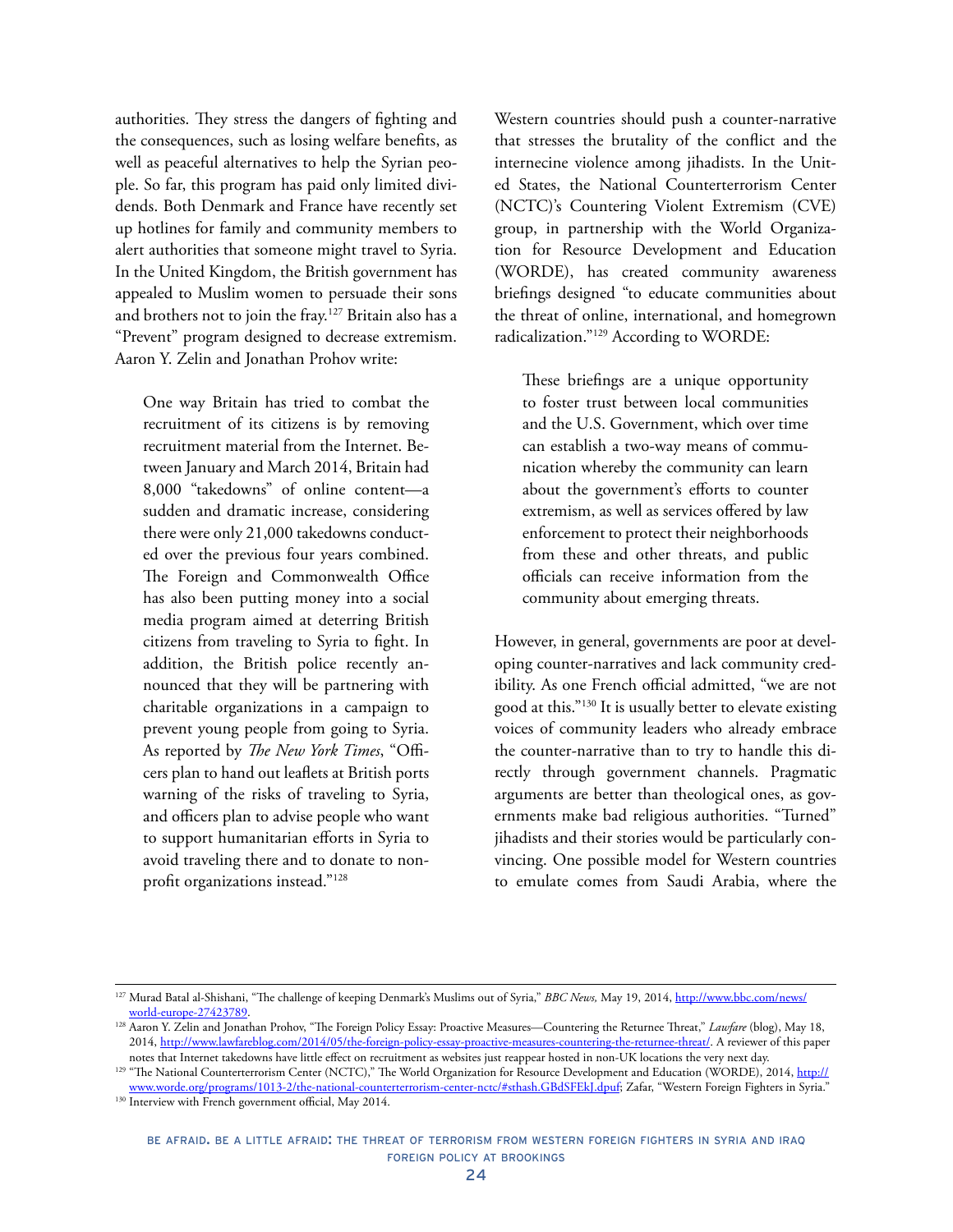authorities. They stress the dangers of fighting and the consequences, such as losing welfare benefits, as well as peaceful alternatives to help the Syrian people. So far, this program has paid only limited dividends. Both Denmark and France have recently set up hotlines for family and community members to alert authorities that someone might travel to Syria. In the United Kingdom, the British government has appealed to Muslim women to persuade their sons and brothers not to join the fray.[127] Britain also has a "Prevent" program designed to decrease extremism. Aaron Y. Zelin and Jonathan Prohov write:

> One way Britain has tried to combat the recruitment of its citizens is by removing recruitment material from the Internet. Between January and March 2014, Britain had 8,000 "takedowns" of online content—a sudden and dramatic increase, considering there were only 21,000 takedowns conducted over the previous four years combined. The Foreign and Commonwealth Office has also been putting money into a social media program aimed at deterring British citizens from traveling to Syria to fight. In addition, the British police recently announced that they will be partnering with charitable organizations in a campaign to prevent young people from going to Syria. As reported by *The New York Times*, "Officers plan to hand out leaflets at British ports warning of the risks of traveling to Syria, and officers plan to advise people who want to support humanitarian efforts in Syria to avoid traveling there and to donate to nonprofit organizations instead."[128]

Western countries should push a counter-narrative that stresses the brutality of the conflict and the internecine violence among jihadists. In the United States, the National Counterterrorism Center (NCTC)'s Countering Violent Extremism (CVE) group, in partnership with the World Organization for Resource Development and Education (WORDE), has created community awareness briefings designed "to educate communities about the threat of online, international, and homegrown radicalization."[129] According to WORDE:

> These briefings are a unique opportunity to foster trust between local communities and the U.S. Government, which over time can establish a two-way means of communication whereby the community can learn about the government's efforts to counter extremism, as well as services offered by law enforcement to protect their neighborhoods from these and other threats, and public officials can receive information from the community about emerging threats.

However, in general, governments are poor at developing counter-narratives and lack community credibility. As one French official admitted, "we are not good at this."[130] It is usually better to elevate existing voices of community leaders who already embrace the counter-narrative than to try to handle this directly through government channels. Pragmatic arguments are better than theological ones, as governments make bad religious authorities. "Turned" jihadists and their stories would be particularly convincing. One possible model for Western countries to emulate comes from Saudi Arabia, where the

---

[127] Murad Batal al-Shishani, "The challenge of keeping Denmark's Muslims out of Syria," *BBC News,* May 19, 2014, http://www.bbc.com/news/world-europe-27423789.

[128] Aaron Y. Zelin and Jonathan Prohov, "The Foreign Policy Essay: Proactive Measures—Countering the Returnee Threat," *Lawfare* (blog), May 18, 2014, http://www.lawfareblog.com/2014/05/the-foreign-policy-essay-proactive-measures-countering-the-returnee-threat/. A reviewer of this paper notes that Internet takedowns have little effect on recruitment as websites just reappear hosted in non-UK locations the very next day.

[129] "The National Counterterrorism Center (NCTC)," The World Organization for Resource Development and Education (WORDE), 2014, http://www.worde.org/programs/1013-2/the-national-counterterrorism-center-nctc/#sthash.GBdSFEkJ.dpuf; Zafar, "Western Foreign Fighters in Syria."

[130] Interview with French government official, May 2014.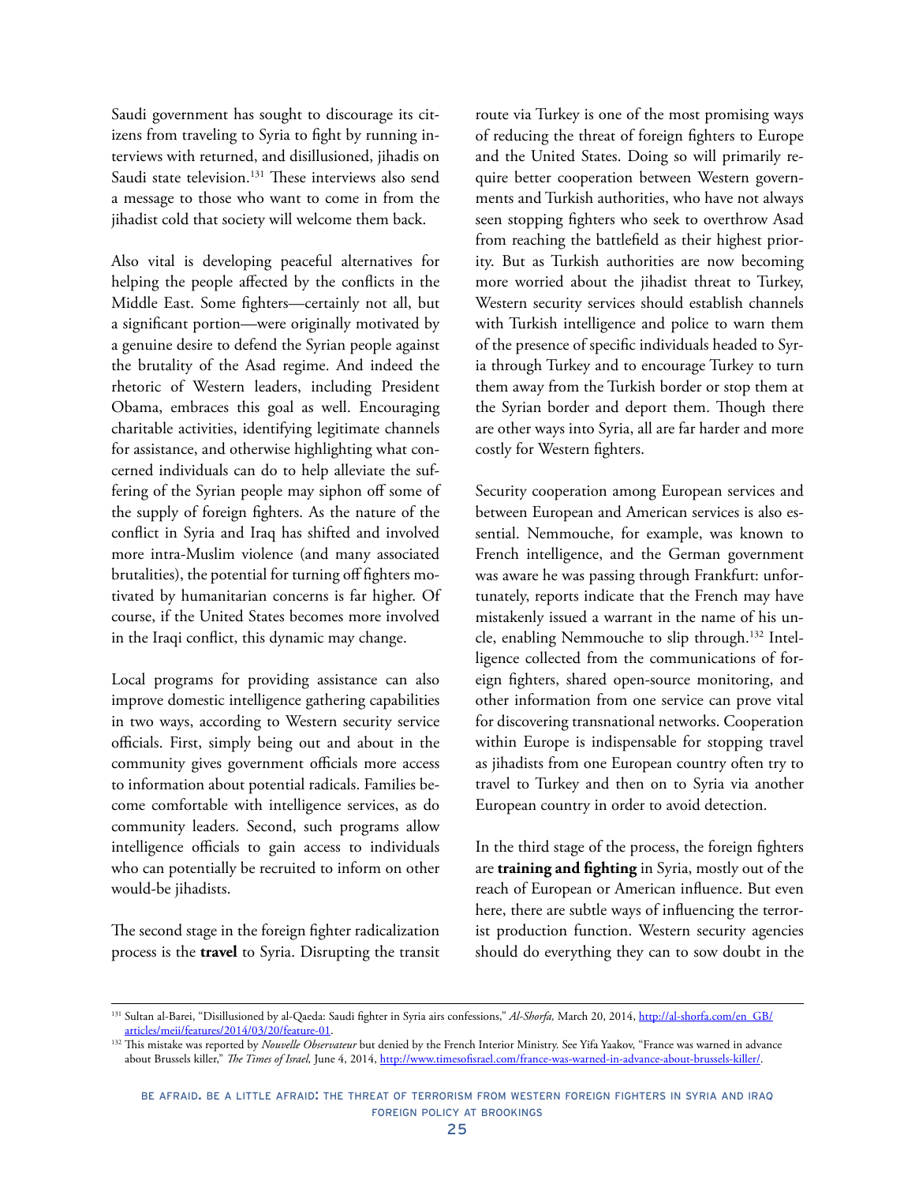Saudi government has sought to discourage its citizens from traveling to Syria to fight by running interviews with returned, and disillusioned, jihadis on Saudi state television.[131] These interviews also send a message to those who want to come in from the jihadist cold that society will welcome them back.

Also vital is developing peaceful alternatives for helping the people affected by the conflicts in the Middle East. Some fighters—certainly not all, but a significant portion—were originally motivated by a genuine desire to defend the Syrian people against the brutality of the Asad regime. And indeed the rhetoric of Western leaders, including President Obama, embraces this goal as well. Encouraging charitable activities, identifying legitimate channels for assistance, and otherwise highlighting what concerned individuals can do to help alleviate the suffering of the Syrian people may siphon off some of the supply of foreign fighters. As the nature of the conflict in Syria and Iraq has shifted and involved more intra-Muslim violence (and many associated brutalities), the potential for turning off fighters motivated by humanitarian concerns is far higher. Of course, if the United States becomes more involved in the Iraqi conflict, this dynamic may change.

Local programs for providing assistance can also improve domestic intelligence gathering capabilities in two ways, according to Western security service officials. First, simply being out and about in the community gives government officials more access to information about potential radicals. Families become comfortable with intelligence services, as do community leaders. Second, such programs allow intelligence officials to gain access to individuals who can potentially be recruited to inform on other would-be jihadists.

The second stage in the foreign fighter radicalization process is the **travel** to Syria. Disrupting the transit route via Turkey is one of the most promising ways of reducing the threat of foreign fighters to Europe and the United States. Doing so will primarily require better cooperation between Western governments and Turkish authorities, who have not always seen stopping fighters who seek to overthrow Asad from reaching the battlefield as their highest priority. But as Turkish authorities are now becoming more worried about the jihadist threat to Turkey, Western security services should establish channels with Turkish intelligence and police to warn them of the presence of specific individuals headed to Syria through Turkey and to encourage Turkey to turn them away from the Turkish border or stop them at the Syrian border and deport them. Though there are other ways into Syria, all are far harder and more costly for Western fighters.

Security cooperation among European services and between European and American services is also essential. Nemmouche, for example, was known to French intelligence, and the German government was aware he was passing through Frankfurt: unfortunately, reports indicate that the French may have mistakenly issued a warrant in the name of his uncle, enabling Nemmouche to slip through.[132] Intelligence collected from the communications of foreign fighters, shared open-source monitoring, and other information from one service can prove vital for discovering transnational networks. Cooperation within Europe is indispensable for stopping travel as jihadists from one European country often try to travel to Turkey and then on to Syria via another European country in order to avoid detection.

In the third stage of the process, the foreign fighters are **training and fighting** in Syria, mostly out of the reach of European or American influence. But even here, there are subtle ways of influencing the terrorist production function. Western security agencies should do everything they can to sow doubt in the

---

[131] Sultan al-Barei, "Disillusioned by al-Qaeda: Saudi fighter in Syria airs confessions," *Al-Shorfa,* March 20, 2014, http://al-shorfa.com/en_GB/articles/meii/features/2014/03/20/feature-01.

[132] This mistake was reported by *Nouvelle Observateur* but denied by the French Interior Ministry. See Yifa Yaakov, "France was warned in advance about Brussels killer," *The Times of Israel,* June 4, 2014, http://www.timesofisrael.com/france-was-warned-in-advance-about-brussels-killer/.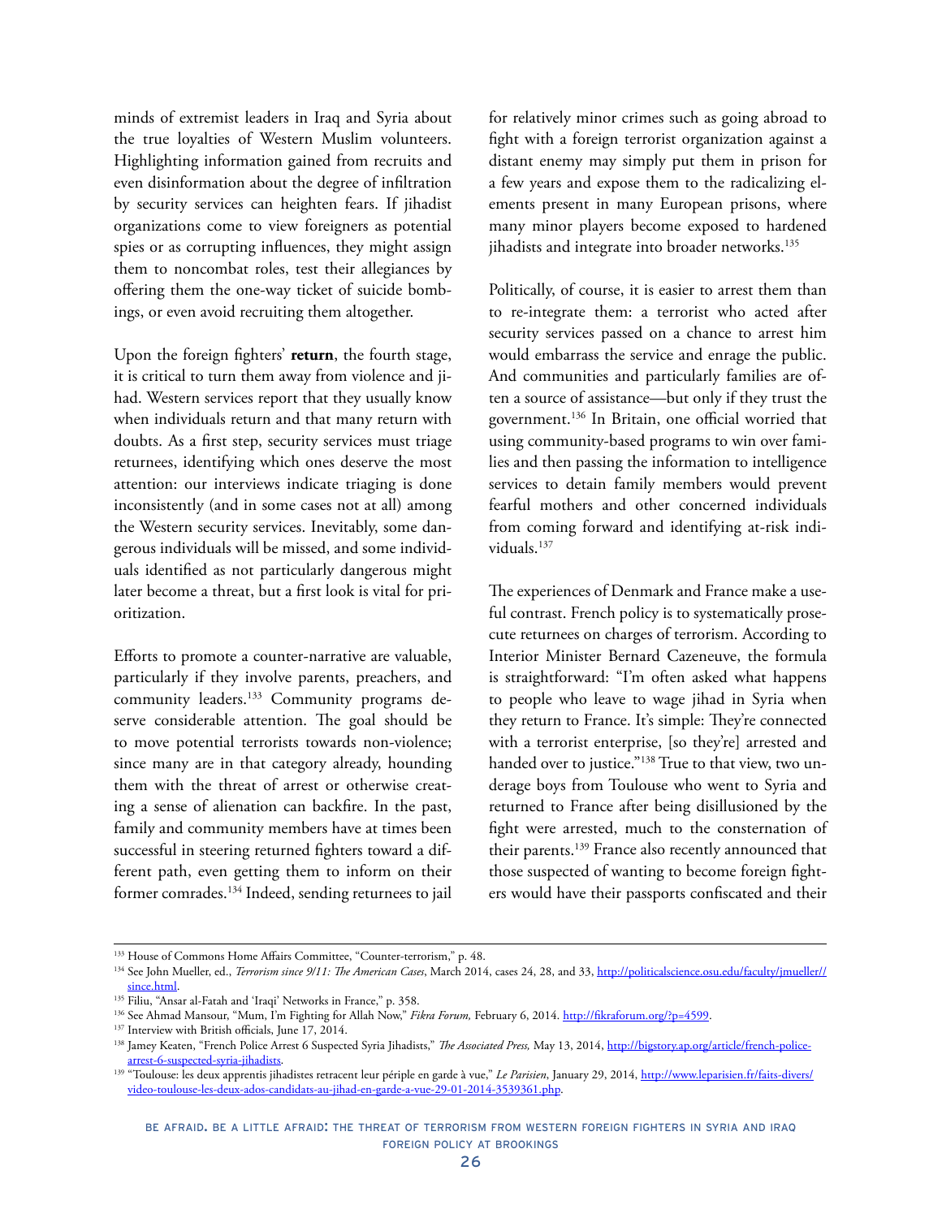minds of extremist leaders in Iraq and Syria about the true loyalties of Western Muslim volunteers. Highlighting information gained from recruits and even disinformation about the degree of infiltration by security services can heighten fears. If jihadist organizations come to view foreigners as potential spies or as corrupting influences, they might assign them to noncombat roles, test their allegiances by offering them the one-way ticket of suicide bombings, or even avoid recruiting them altogether.

Upon the foreign fighters' **return**, the fourth stage, it is critical to turn them away from violence and jihad. Western services report that they usually know when individuals return and that many return with doubts. As a first step, security services must triage returnees, identifying which ones deserve the most attention: our interviews indicate triaging is done inconsistently (and in some cases not at all) among the Western security services. Inevitably, some dangerous individuals will be missed, and some individuals identified as not particularly dangerous might later become a threat, but a first look is vital for prioritization.

Efforts to promote a counter-narrative are valuable, particularly if they involve parents, preachers, and community leaders.[133] Community programs deserve considerable attention. The goal should be to move potential terrorists towards non-violence; since many are in that category already, hounding them with the threat of arrest or otherwise creating a sense of alienation can backfire. In the past, family and community members have at times been successful in steering returned fighters toward a different path, even getting them to inform on their former comrades.[134] Indeed, sending returnees to jail for relatively minor crimes such as going abroad to fight with a foreign terrorist organization against a distant enemy may simply put them in prison for a few years and expose them to the radicalizing elements present in many European prisons, where many minor players become exposed to hardened jihadists and integrate into broader networks.[135]

Politically, of course, it is easier to arrest them than to re-integrate them: a terrorist who acted after security services passed on a chance to arrest him would embarrass the service and enrage the public. And communities and particularly families are often a source of assistance—but only if they trust the government.[136] In Britain, one official worried that using community-based programs to win over families and then passing the information to intelligence services to detain family members would prevent fearful mothers and other concerned individuals from coming forward and identifying at-risk individuals.[137]

The experiences of Denmark and France make a useful contrast. French policy is to systematically prosecute returnees on charges of terrorism. According to Interior Minister Bernard Cazeneuve, the formula is straightforward: "I'm often asked what happens to people who leave to wage jihad in Syria when they return to France. It's simple: They're connected with a terrorist enterprise, [so they're] arrested and handed over to justice."[138] True to that view, two underage boys from Toulouse who went to Syria and returned to France after being disillusioned by the fight were arrested, much to the consternation of their parents.[139] France also recently announced that those suspected of wanting to become foreign fighters would have their passports confiscated and their

---

[133] House of Commons Home Affairs Committee, "Counter-terrorism," p. 48.

[134] See John Mueller, ed., *Terrorism since 9/11: The American Cases*, March 2014, cases 24, 28, and 33, http://politicalscience.osu.edu/faculty/jmueller//since.html.

[135] Filiu, "Ansar al-Fatah and 'Iraqi' Networks in France," p. 358.

[136] See Ahmad Mansour, "Mum, I'm Fighting for Allah Now," *Fikra Forum,* February 6, 2014. http://fikraforum.org/?p=4599.

[137] Interview with British officials, June 17, 2014.

[138] Jamey Keaten, "French Police Arrest 6 Suspected Syria Jihadists," *The Associated Press,* May 13, 2014, http://bigstory.ap.org/article/french-police-arrest-6-suspected-syria-jihadists.

[139] "Toulouse: les deux apprentis jihadistes retracent leur périple en garde à vue," *Le Parisien*, January 29, 2014, http://www.leparisien.fr/faits-divers/video-toulouse-les-deux-ados-candidats-au-jihad-en-garde-a-vue-29-01-2014-3539361.php.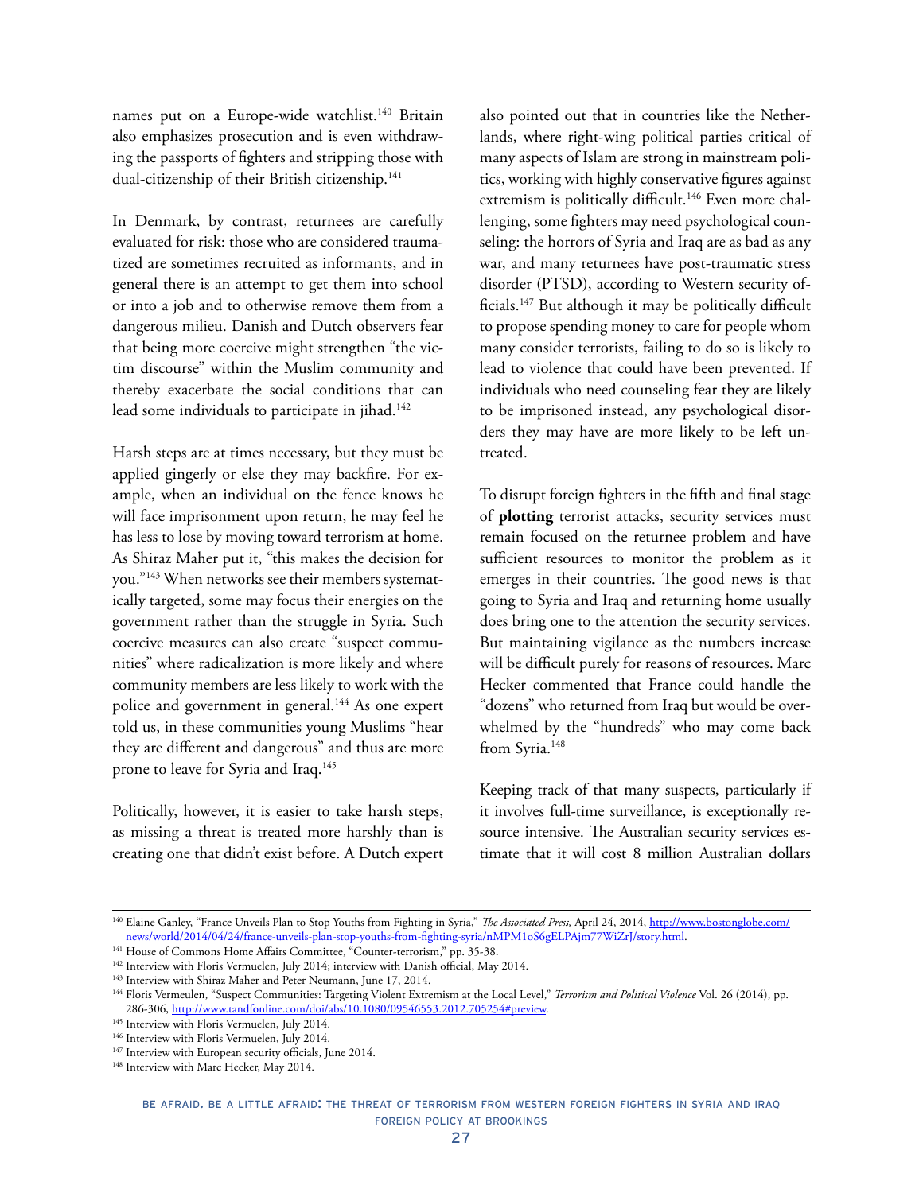names put on a Europe-wide watchlist.[140] Britain also emphasizes prosecution and is even withdrawing the passports of fighters and stripping those with dual-citizenship of their British citizenship.[141]

In Denmark, by contrast, returnees are carefully evaluated for risk: those who are considered traumatized are sometimes recruited as informants, and in general there is an attempt to get them into school or into a job and to otherwise remove them from a dangerous milieu. Danish and Dutch observers fear that being more coercive might strengthen "the victim discourse" within the Muslim community and thereby exacerbate the social conditions that can lead some individuals to participate in jihad.[142]

Harsh steps are at times necessary, but they must be applied gingerly or else they may backfire. For example, when an individual on the fence knows he will face imprisonment upon return, he may feel he has less to lose by moving toward terrorism at home. As Shiraz Maher put it, "this makes the decision for you."[143] When networks see their members systematically targeted, some may focus their energies on the government rather than the struggle in Syria. Such coercive measures can also create "suspect communities" where radicalization is more likely and where community members are less likely to work with the police and government in general.[144] As one expert told us, in these communities young Muslims "hear they are different and dangerous" and thus are more prone to leave for Syria and Iraq.[145]

Politically, however, it is easier to take harsh steps, as missing a threat is treated more harshly than is creating one that didn't exist before. A Dutch expert also pointed out that in countries like the Netherlands, where right-wing political parties critical of many aspects of Islam are strong in mainstream politics, working with highly conservative figures against extremism is politically difficult.[146] Even more challenging, some fighters may need psychological counseling: the horrors of Syria and Iraq are as bad as any war, and many returnees have post-traumatic stress disorder (PTSD), according to Western security officials.[147] But although it may be politically difficult to propose spending money to care for people whom many consider terrorists, failing to do so is likely to lead to violence that could have been prevented. If individuals who need counseling fear they are likely to be imprisoned instead, any psychological disorders they may have are more likely to be left untreated.

To disrupt foreign fighters in the fifth and final stage of **plotting** terrorist attacks, security services must remain focused on the returnee problem and have sufficient resources to monitor the problem as it emerges in their countries. The good news is that going to Syria and Iraq and returning home usually does bring one to the attention the security services. But maintaining vigilance as the numbers increase will be difficult purely for reasons of resources. Marc Hecker commented that France could handle the "dozens" who returned from Iraq but would be overwhelmed by the "hundreds" who may come back from Syria.[148]

Keeping track of that many suspects, particularly if it involves full-time surveillance, is exceptionally resource intensive. The Australian security services estimate that it will cost 8 million Australian dollars

---

[140] Elaine Ganley, "France Unveils Plan to Stop Youths from Fighting in Syria," *The Associated Press,* April 24, 2014, http://www.bostonglobe.com/news/world/2014/04/24/france-unveils-plan-stop-youths-from-fighting-syria/nMPM1oS6gELPAjm77WiZrJ/story.html.

[141] House of Commons Home Affairs Committee, "Counter-terrorism," pp. 35-38.

[142] Interview with Floris Vermuelen, July 2014; interview with Danish official, May 2014.

[143] Interview with Shiraz Maher and Peter Neumann, June 17, 2014.

[144] Floris Vermeulen, "Suspect Communities: Targeting Violent Extremism at the Local Level," *Terrorism and Political Violence* Vol. 26 (2014), pp. 286-306, http://www.tandfonline.com/doi/abs/10.1080/09546553.2012.705254#preview.

[145] Interview with Floris Vermuelen, July 2014.

[146] Interview with Floris Vermuelen, July 2014.

[147] Interview with European security officials, June 2014.

[148] Interview with Marc Hecker, May 2014.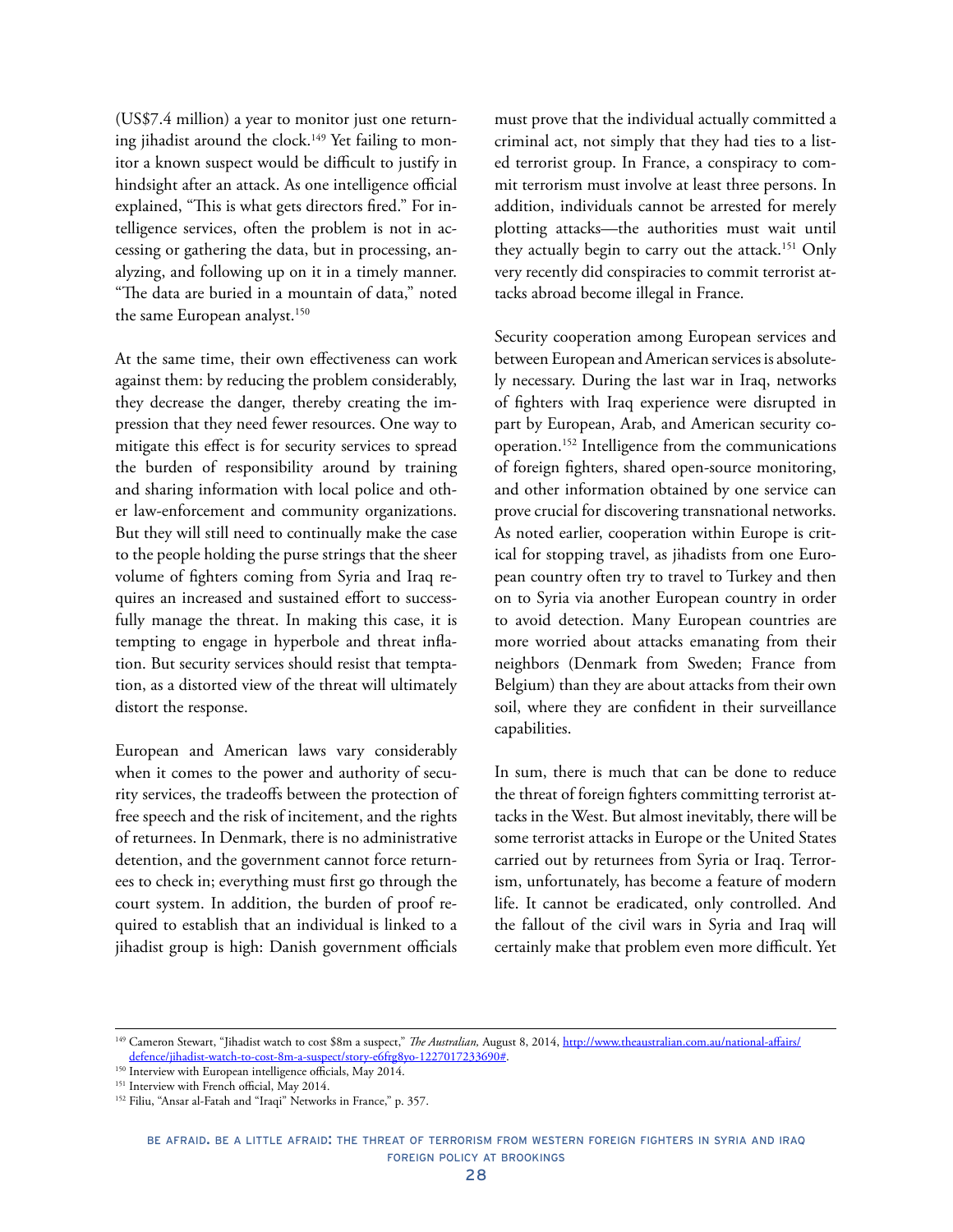(US$7.4 million) a year to monitor just one returning jihadist around the clock.[149] Yet failing to monitor a known suspect would be difficult to justify in hindsight after an attack. As one intelligence official explained, "This is what gets directors fired." For intelligence services, often the problem is not in accessing or gathering the data, but in processing, analyzing, and following up on it in a timely manner. "The data are buried in a mountain of data," noted the same European analyst.[150]

At the same time, their own effectiveness can work against them: by reducing the problem considerably, they decrease the danger, thereby creating the impression that they need fewer resources. One way to mitigate this effect is for security services to spread the burden of responsibility around by training and sharing information with local police and other law-enforcement and community organizations. But they will still need to continually make the case to the people holding the purse strings that the sheer volume of fighters coming from Syria and Iraq requires an increased and sustained effort to successfully manage the threat. In making this case, it is tempting to engage in hyperbole and threat inflation. But security services should resist that temptation, as a distorted view of the threat will ultimately distort the response.

European and American laws vary considerably when it comes to the power and authority of security services, the tradeoffs between the protection of free speech and the risk of incitement, and the rights of returnees. In Denmark, there is no administrative detention, and the government cannot force returnees to check in; everything must first go through the court system. In addition, the burden of proof required to establish that an individual is linked to a jihadist group is high: Danish government officials must prove that the individual actually committed a criminal act, not simply that they had ties to a listed terrorist group. In France, a conspiracy to commit terrorism must involve at least three persons. In addition, individuals cannot be arrested for merely plotting attacks—the authorities must wait until they actually begin to carry out the attack.[151] Only very recently did conspiracies to commit terrorist attacks abroad become illegal in France.

Security cooperation among European services and between European and American services is absolutely necessary. During the last war in Iraq, networks of fighters with Iraq experience were disrupted in part by European, Arab, and American security cooperation.[152] Intelligence from the communications of foreign fighters, shared open-source monitoring, and other information obtained by one service can prove crucial for discovering transnational networks. As noted earlier, cooperation within Europe is critical for stopping travel, as jihadists from one European country often try to travel to Turkey and then on to Syria via another European country in order to avoid detection. Many European countries are more worried about attacks emanating from their neighbors (Denmark from Sweden; France from Belgium) than they are about attacks from their own soil, where they are confident in their surveillance capabilities.

In sum, there is much that can be done to reduce the threat of foreign fighters committing terrorist attacks in the West. But almost inevitably, there will be some terrorist attacks in Europe or the United States carried out by returnees from Syria or Iraq. Terrorism, unfortunately, has become a feature of modern life. It cannot be eradicated, only controlled. And the fallout of the civil wars in Syria and Iraq will certainly make that problem even more difficult. Yet

---

[149] Cameron Stewart, "Jihadist watch to cost $8m a suspect," *The Australian,* August 8, 2014, http://www.theaustralian.com.au/national-affairs/defence/jihadist-watch-to-cost-8m-a-suspect/story-e6frg8yo-1227017233690#.

[150] Interview with European intelligence officials, May 2014.

[151] Interview with French official, May 2014.

[152] Filiu, "Ansar al-Fatah and "Iraqi" Networks in France," p. 357.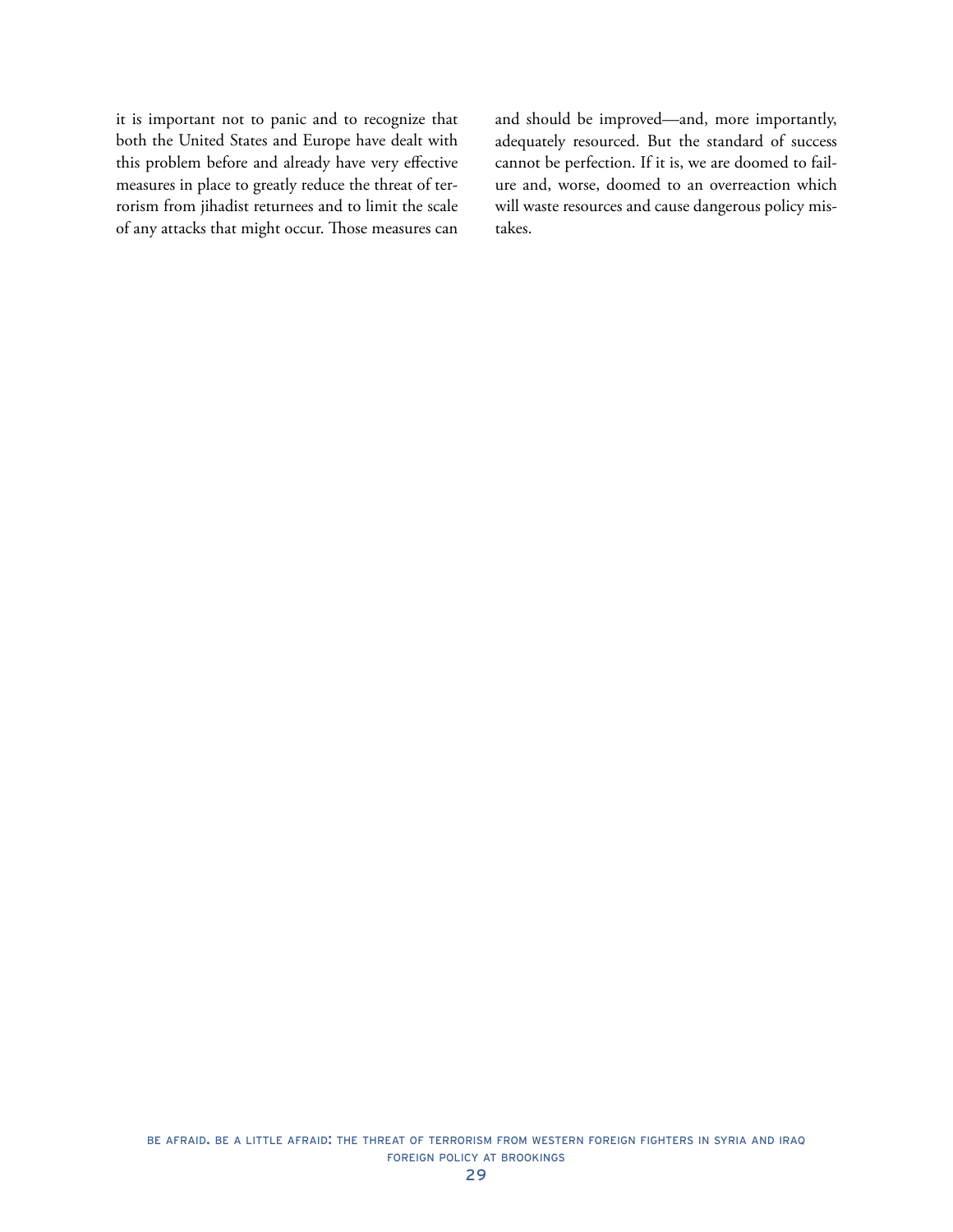it is important not to panic and to recognize that both the United States and Europe have dealt with this problem before and already have very effective measures in place to greatly reduce the threat of terrorism from jihadist returnees and to limit the scale of any attacks that might occur. Those measures can and should be improved—and, more importantly, adequately resourced. But the standard of success cannot be perfection. If it is, we are doomed to failure and, worse, doomed to an overreaction which will waste resources and cause dangerous policy mistakes.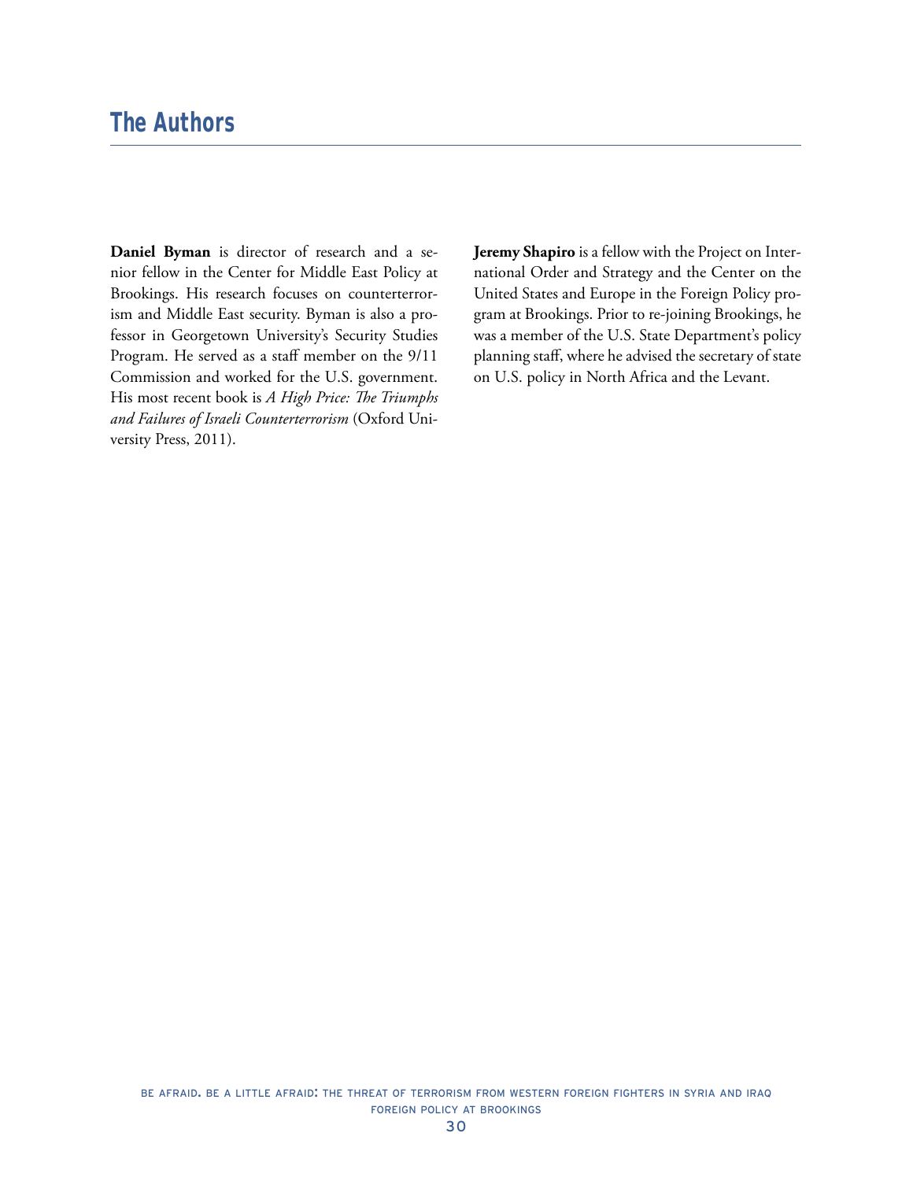## The Authors

**Daniel Byman** is director of research and a senior fellow in the Center for Middle East Policy at Brookings. His research focuses on counterterrorism and Middle East security. Byman is also a professor in Georgetown University's Security Studies Program. He served as a staff member on the 9/11 Commission and worked for the U.S. government. His most recent book is *A High Price: The Triumphs and Failures of Israeli Counterterrorism* (Oxford University Press, 2011).

**Jeremy Shapiro** is a fellow with the Project on International Order and Strategy and the Center on the United States and Europe in the Foreign Policy program at Brookings. Prior to re-joining Brookings, he was a member of the U.S. State Department's policy planning staff, where he advised the secretary of state on U.S. policy in North Africa and the Levant.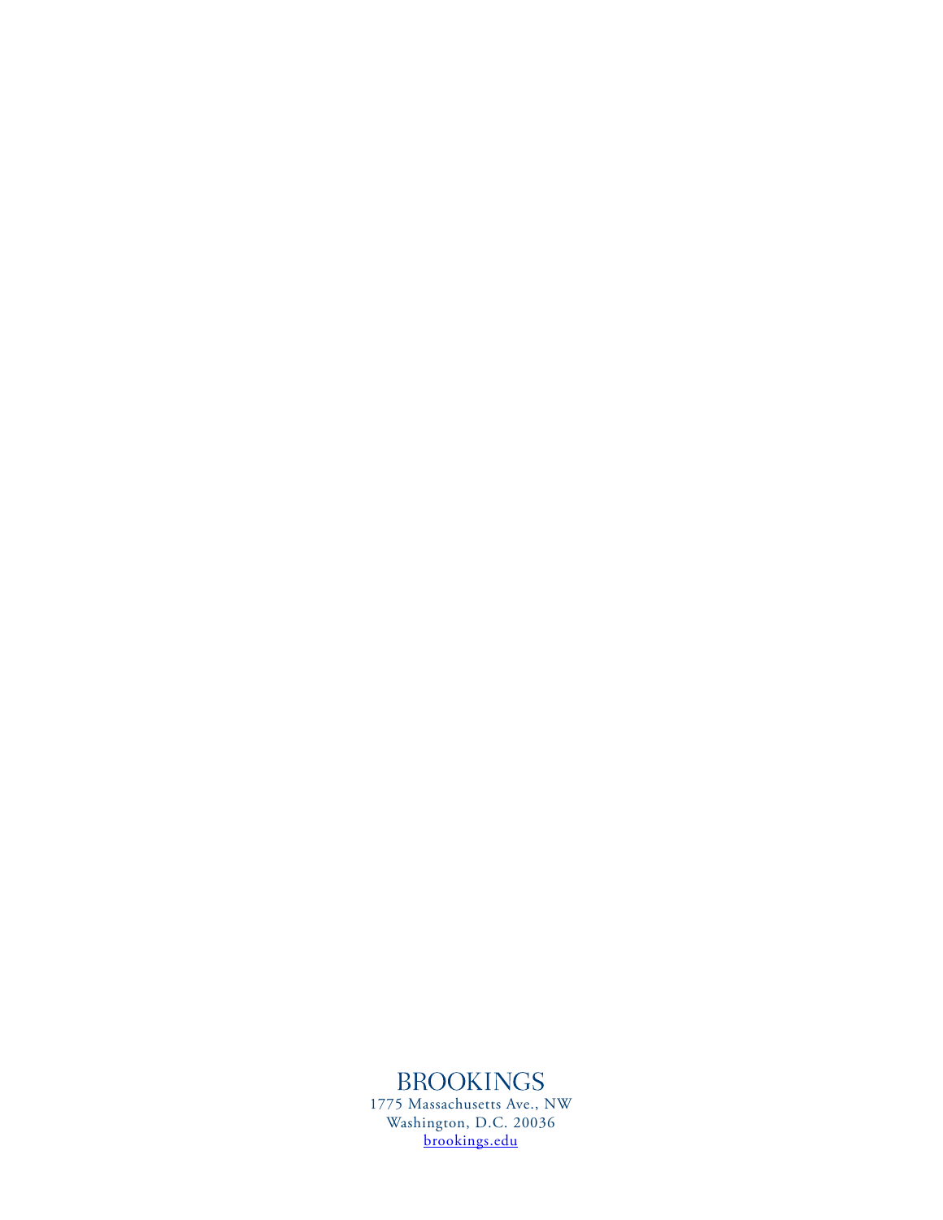BROOKINGS

1775 Massachusetts Ave., NW
Washington, D.C. 20036
brookings.edu